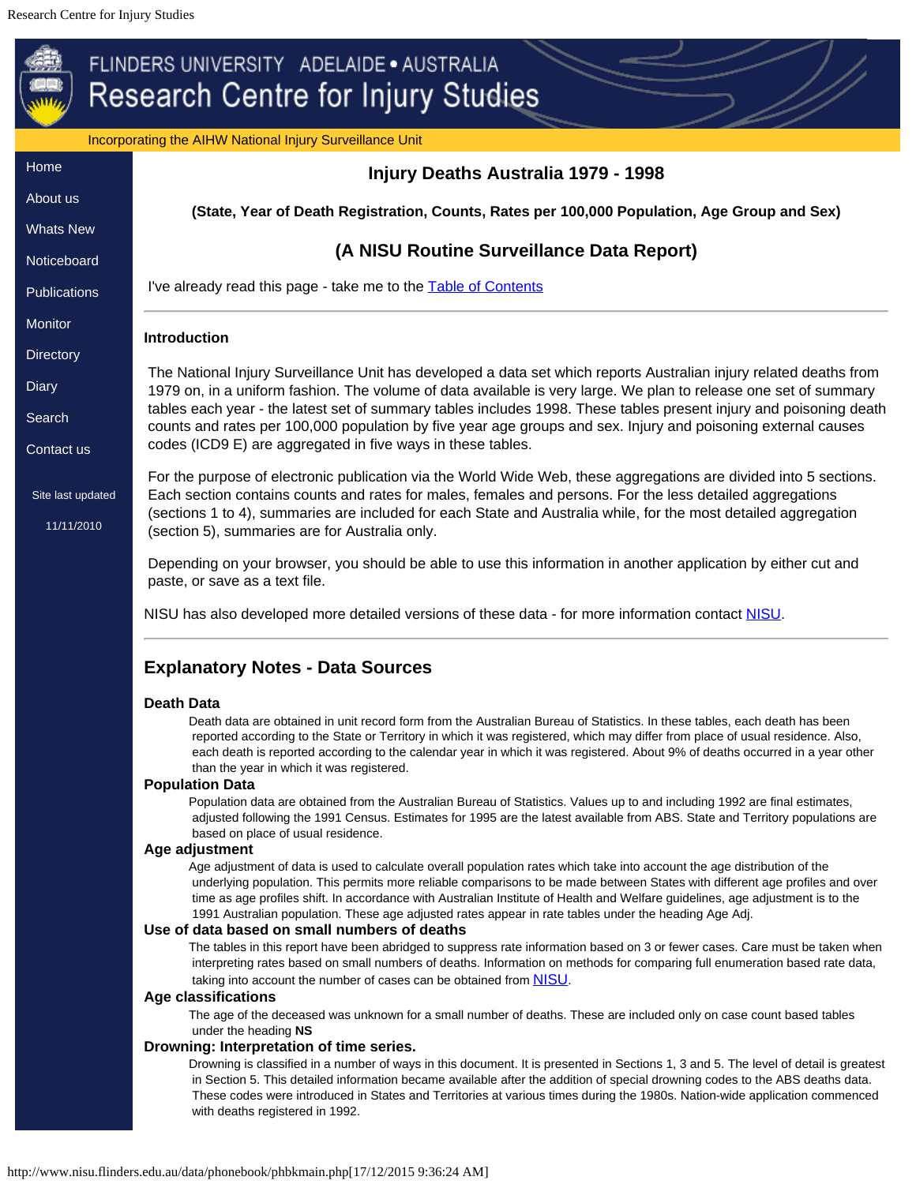# Injury Deaths Australia 1979 - 1998

**(State, Year of Death Registration, Counts, Rates per 100,000 Population, Age Group and Sex)**

## (A NISU Routine Surveillance Data Report)

I've already read this page - take me to the Table of Contents

---

**Introduction**

The National Injury Surveillance Unit has developed a data set which reports Australian injury related deaths from 1979 on, in a uniform fashion. The volume of data available is very large. We plan to release one set of summary tables each year - the latest set of summary tables includes 1998. These tables present injury and poisoning death counts and rates per 100,000 population by five year age groups and sex. Injury and poisoning external causes codes (ICD9 E) are aggregated in five ways in these tables.

For the purpose of electronic publication via the World Wide Web, these aggregations are divided into 5 sections. Each section contains counts and rates for males, females and persons. For the less detailed aggregations (sections 1 to 4), summaries are included for each State and Australia while, for the most detailed aggregation (section 5), summaries are for Australia only.

Depending on your browser, you should be able to use this information in another application by either cut and paste, or save as a text file.

NISU has also developed more detailed versions of these data - for more information contact NISU.

---

## Explanatory Notes - Data Sources

**Death Data**

Death data are obtained in unit record form from the Australian Bureau of Statistics. In these tables, each death has been reported according to the State or Territory in which it was registered, which may differ from place of usual residence. Also, each death is reported according to the calendar year in which it was registered. About 9% of deaths occurred in a year other than the year in which it was registered.

**Population Data**

Population data are obtained from the Australian Bureau of Statistics. Values up to and including 1992 are final estimates, adjusted following the 1991 Census. Estimates for 1995 are the latest available from ABS. State and Territory populations are based on place of usual residence.

**Age adjustment**

Age adjustment of data is used to calculate overall population rates which take into account the age distribution of the underlying population. This permits more reliable comparisons to be made between States with different age profiles and over time as age profiles shift. In accordance with Australian Institute of Health and Welfare guidelines, age adjustment is to the 1991 Australian population. These age adjusted rates appear in rate tables under the heading Age Adj.

**Use of data based on small numbers of deaths**

The tables in this report have been abridged to suppress rate information based on 3 or fewer cases. Care must be taken when interpreting rates based on small numbers of deaths. Information on methods for comparing full enumeration based rate data, taking into account the number of cases can be obtained from NISU.

**Age classifications**

The age of the deceased was unknown for a small number of deaths. These are included only on case count based tables under the heading **NS**

**Drowning: Interpretation of time series.**

Drowning is classified in a number of ways in this document. It is presented in Sections 1, 3 and 5. The level of detail is greatest in Section 5. This detailed information became available after the addition of special drowning codes to the ABS deaths data. These codes were introduced in States and Territories at various times during the 1980s. Nation-wide application commenced with deaths registered in 1992.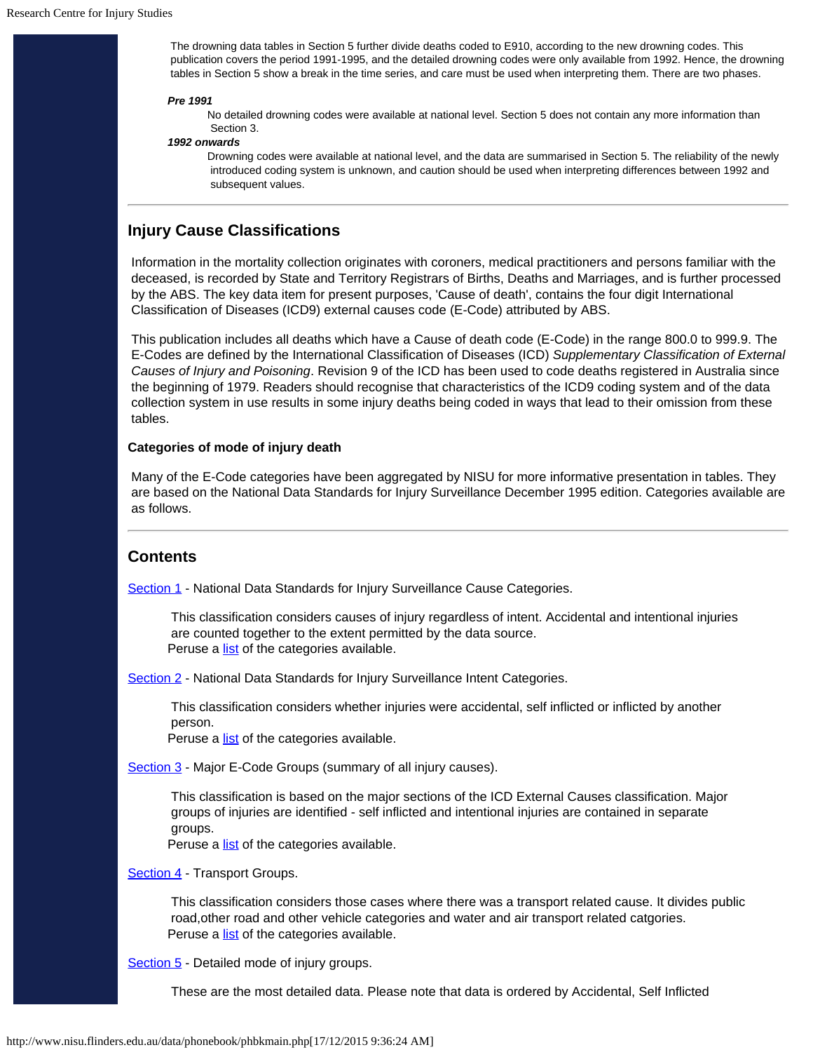The drowning data tables in Section 5 further divide deaths coded to E910, according to the new drowning codes. This publication covers the period 1991-1995, and the detailed drowning codes were only available from 1992. Hence, the drowning tables in Section 5 show a break in the time series, and care must be used when interpreting them. There are two phases.

***Pre 1991***

No detailed drowning codes were available at national level. Section 5 does not contain any more information than Section 3.

***1992 onwards***

Drowning codes were available at national level, and the data are summarised in Section 5. The reliability of the newly introduced coding system is unknown, and caution should be used when interpreting differences between 1992 and subsequent values.

---

## Injury Cause Classifications

Information in the mortality collection originates with coroners, medical practitioners and persons familiar with the deceased, is recorded by State and Territory Registrars of Births, Deaths and Marriages, and is further processed by the ABS. The key data item for present purposes, 'Cause of death', contains the four digit International Classification of Diseases (ICD9) external causes code (E-Code) attributed by ABS.

This publication includes all deaths which have a Cause of death code (E-Code) in the range 800.0 to 999.9. The E-Codes are defined by the International Classification of Diseases (ICD) *Supplementary Classification of External Causes of Injury and Poisoning*. Revision 9 of the ICD has been used to code deaths registered in Australia since the beginning of 1979. Readers should recognise that characteristics of the ICD9 coding system and of the data collection system in use results in some injury deaths being coded in ways that lead to their omission from these tables.

### Categories of mode of injury death

Many of the E-Code categories have been aggregated by NISU for more informative presentation in tables. They are based on the National Data Standards for Injury Surveillance December 1995 edition. Categories available are as follows.

---

## Contents

Section 1 - National Data Standards for Injury Surveillance Cause Categories.

This classification considers causes of injury regardless of intent. Accidental and intentional injuries are counted together to the extent permitted by the data source.
Peruse a list of the categories available.

Section 2 - National Data Standards for Injury Surveillance Intent Categories.

This classification considers whether injuries were accidental, self inflicted or inflicted by another person.
Peruse a list of the categories available.

Section 3 - Major E-Code Groups (summary of all injury causes).

This classification is based on the major sections of the ICD External Causes classification. Major groups of injuries are identified - self inflicted and intentional injuries are contained in separate groups.
Peruse a list of the categories available.

Section 4 - Transport Groups.

This classification considers those cases where there was a transport related cause. It divides public road,other road and other vehicle categories and water and air transport related catgories.
Peruse a list of the categories available.

Section 5 - Detailed mode of injury groups.

These are the most detailed data. Please note that data is ordered by Accidental, Self Inflicted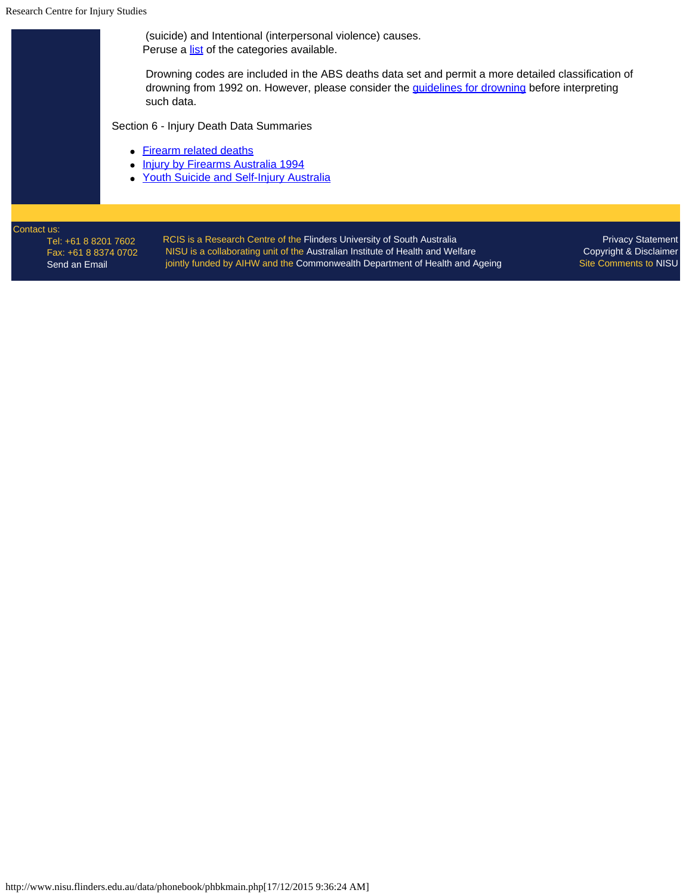(suicide) and Intentional (interpersonal violence) causes.

Peruse a list of the categories available.

Drowning codes are included in the ABS deaths data set and permit a more detailed classification of drowning from 1992 on. However, please consider the guidelines for drowning before interpreting such data.

Section 6 - Injury Death Data Summaries

- Firearm related deaths
- Injury by Firearms Australia 1994
- Youth Suicide and Self-Injury Australia

Contact us:
Tel: +61 8 8201 7602
Fax: +61 8 8374 0702
Send an Email

RCIS is a Research Centre of the Flinders University of South Australia
NISU is a collaborating unit of the Australian Institute of Health and Welfare
jointly funded by AIHW and the Commonwealth Department of Health and Ageing

Privacy Statement
Copyright & Disclaimer
Site Comments to NISU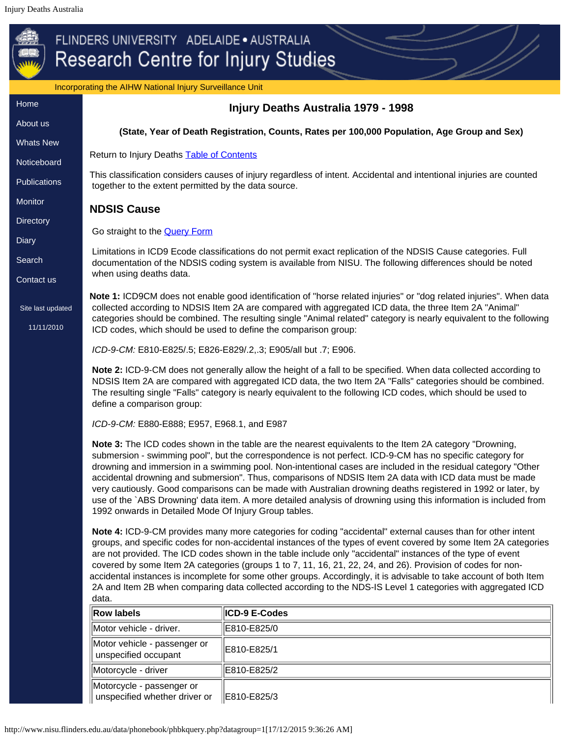# Injury Deaths Australia 1979 - 1998

**(State, Year of Death Registration, Counts, Rates per 100,000 Population, Age Group and Sex)**

Return to Injury Deaths Table of Contents

This classification considers causes of injury regardless of intent. Accidental and intentional injuries are counted together to the extent permitted by the data source.

## NDSIS Cause

Go straight to the Query Form

Limitations in ICD9 Ecode classifications do not permit exact replication of the NDSIS Cause categories. Full documentation of the NDSIS coding system is available from NISU. The following differences should be noted when using deaths data.

**Note 1:** ICD9CM does not enable good identification of "horse related injuries" or "dog related injuries". When data collected according to NDSIS Item 2A are compared with aggregated ICD data, the three Item 2A "Animal" categories should be combined. The resulting single "Animal related" category is nearly equivalent to the following ICD codes, which should be used to define the comparison group:

*ICD-9-CM:* E810-E825/.5; E826-E829/.2,.3; E905/all but .7; E906.

**Note 2:** ICD-9-CM does not generally allow the height of a fall to be specified. When data collected according to NDSIS Item 2A are compared with aggregated ICD data, the two Item 2A "Falls" categories should be combined. The resulting single "Falls" category is nearly equivalent to the following ICD codes, which should be used to define a comparison group:

*ICD-9-CM:* E880-E888; E957, E968.1, and E987

**Note 3:** The ICD codes shown in the table are the nearest equivalents to the Item 2A category "Drowning, submersion - swimming pool", but the correspondence is not perfect. ICD-9-CM has no specific category for drowning and immersion in a swimming pool. Non-intentional cases are included in the residual category "Other accidental drowning and submersion". Thus, comparisons of NDSIS Item 2A data with ICD data must be made very cautiously. Good comparisons can be made with Australian drowning deaths registered in 1992 or later, by use of the `ABS Drowning' data item. A more detailed analysis of drowning using this information is included from 1992 onwards in Detailed Mode Of Injury Group tables.

**Note 4:** ICD-9-CM provides many more categories for coding "accidental" external causes than for other intent groups, and specific codes for non-accidental instances of the types of event covered by some Item 2A categories are not provided. The ICD codes shown in the table include only "accidental" instances of the type of event covered by some Item 2A categories (groups 1 to 7, 11, 16, 21, 22, 24, and 26). Provision of codes for non-accidental instances is incomplete for some other groups. Accordingly, it is advisable to take account of both Item 2A and Item 2B when comparing data collected according to the NDS-IS Level 1 categories with aggregated ICD data.

| Row labels | ICD-9 E-Codes |
|---|---|
| Motor vehicle - driver. | E810-E825/0 |
| Motor vehicle - passenger or unspecified occupant | E810-E825/1 |
| Motorcycle - driver | E810-E825/2 |
| Motorcycle - passenger or unspecified whether driver or | E810-E825/3 |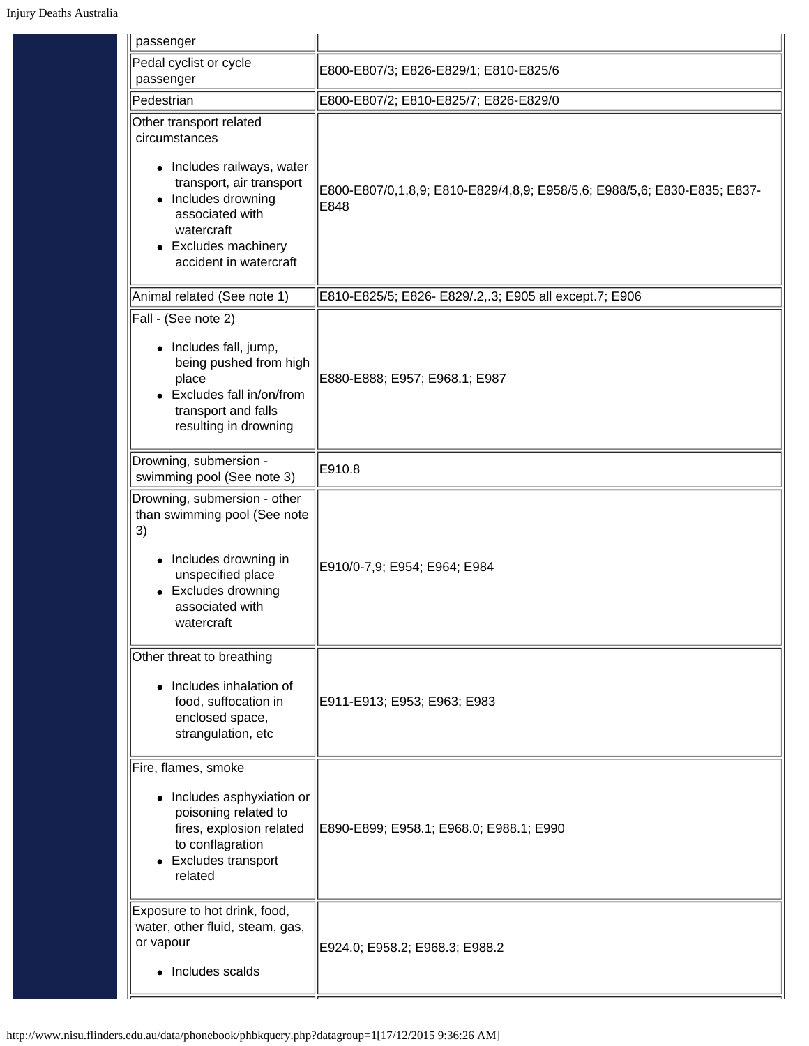| | |
|---|---|
| passenger | |
| Pedal cyclist or cycle passenger | E800-E807/3; E826-E829/1; E810-E825/6 |
| Pedestrian | E800-E807/2; E810-E825/7; E826-E829/0 |
| Other transport related circumstances<br>• Includes railways, water transport, air transport<br>• Includes drowning associated with watercraft<br>• Excludes machinery accident in watercraft | E800-E807/0,1,8,9; E810-E829/4,8,9; E958/5,6; E988/5,6; E830-E835; E837-E848 |
| Animal related (See note 1) | E810-E825/5; E826- E829/.2,.3; E905 all except.7; E906 |
| Fall - (See note 2)<br>• Includes fall, jump, being pushed from high place<br>• Excludes fall in/on/from transport and falls resulting in drowning | E880-E888; E957; E968.1; E987 |
| Drowning, submersion - swimming pool (See note 3) | E910.8 |
| Drowning, submersion - other than swimming pool (See note 3)<br>• Includes drowning in unspecified place<br>• Excludes drowning associated with watercraft | E910/0-7,9; E954; E964; E984 |
| Other threat to breathing<br>• Includes inhalation of food, suffocation in enclosed space, strangulation, etc | E911-E913; E953; E963; E983 |
| Fire, flames, smoke<br>• Includes asphyxiation or poisoning related to fires, explosion related to conflagration<br>• Excludes transport related | E890-E899; E958.1; E968.0; E988.1; E990 |
| Exposure to hot drink, food, water, other fluid, steam, gas, or vapour<br>• Includes scalds | E924.0; E958.2; E968.3; E988.2 |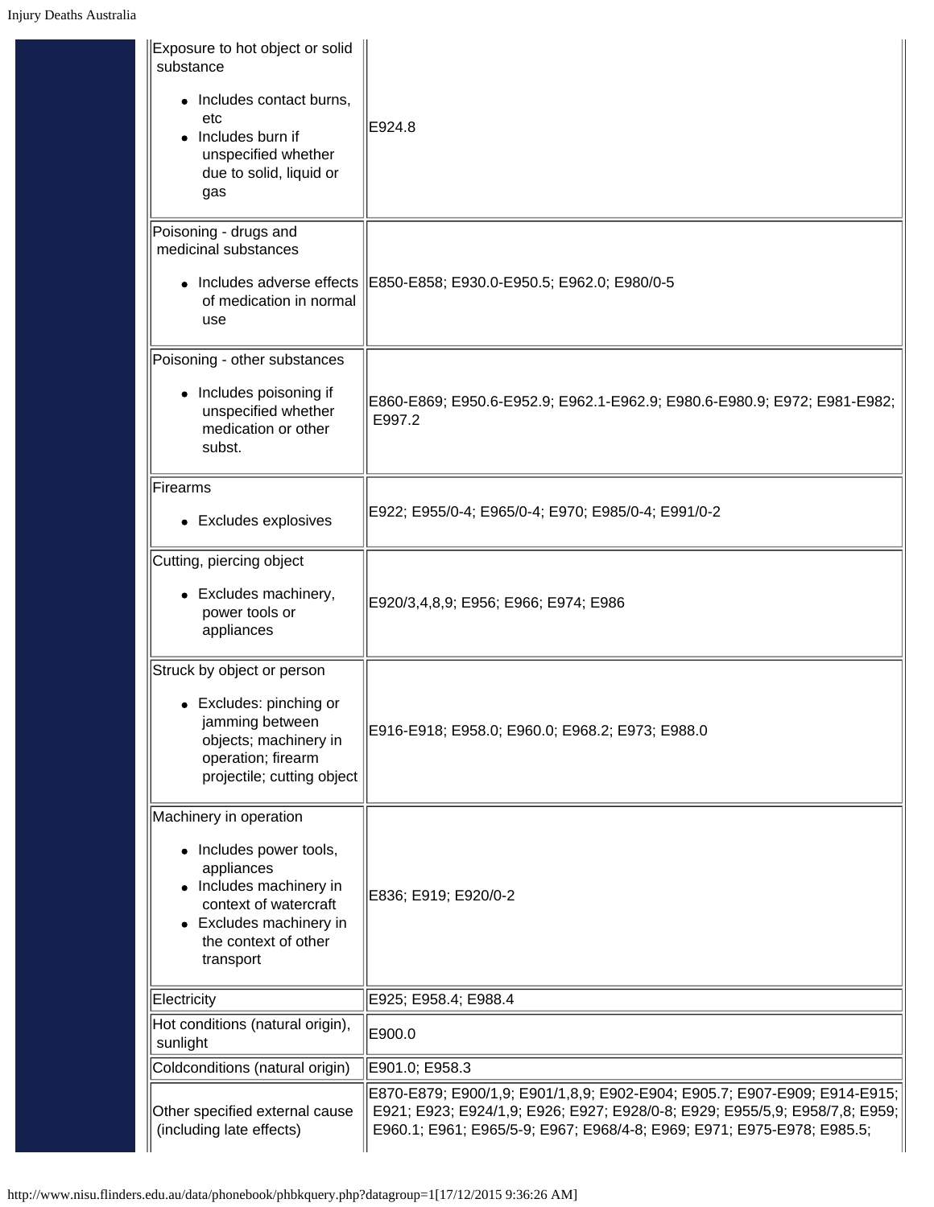| | |
|---|---|
| Exposure to hot object or solid substance<br>• Includes contact burns, etc<br>• Includes burn if unspecified whether due to solid, liquid or gas | E924.8 |
| Poisoning - drugs and medicinal substances<br>• Includes adverse effects of medication in normal use | E850-E858; E930.0-E950.5; E962.0; E980/0-5 |
| Poisoning - other substances<br>• Includes poisoning if unspecified whether medication or other subst. | E860-E869; E950.6-E952.9; E962.1-E962.9; E980.6-E980.9; E972; E981-E982; E997.2 |
| Firearms<br>• Excludes explosives | E922; E955/0-4; E965/0-4; E970; E985/0-4; E991/0-2 |
| Cutting, piercing object<br>• Excludes machinery, power tools or appliances | E920/3,4,8,9; E956; E966; E974; E986 |
| Struck by object or person<br>• Excludes: pinching or jamming between objects; machinery in operation; firearm projectile; cutting object | E916-E918; E958.0; E960.0; E968.2; E973; E988.0 |
| Machinery in operation<br>• Includes power tools, appliances<br>• Includes machinery in context of watercraft<br>• Excludes machinery in the context of other transport | E836; E919; E920/0-2 |
| Electricity | E925; E958.4; E988.4 |
| Hot conditions (natural origin), sunlight | E900.0 |
| Coldconditions (natural origin) | E901.0; E958.3 |
| Other specified external cause (including late effects) | E870-E879; E900/1,9; E901/1,8,9; E902-E904; E905.7; E907-E909; E914-E915; E921; E923; E924/1,9; E926; E927; E928/0-8; E929; E955/5,9; E958/7,8; E959; E960.1; E961; E965/5-9; E967; E968/4-8; E969; E971; E975-E978; E985.5; |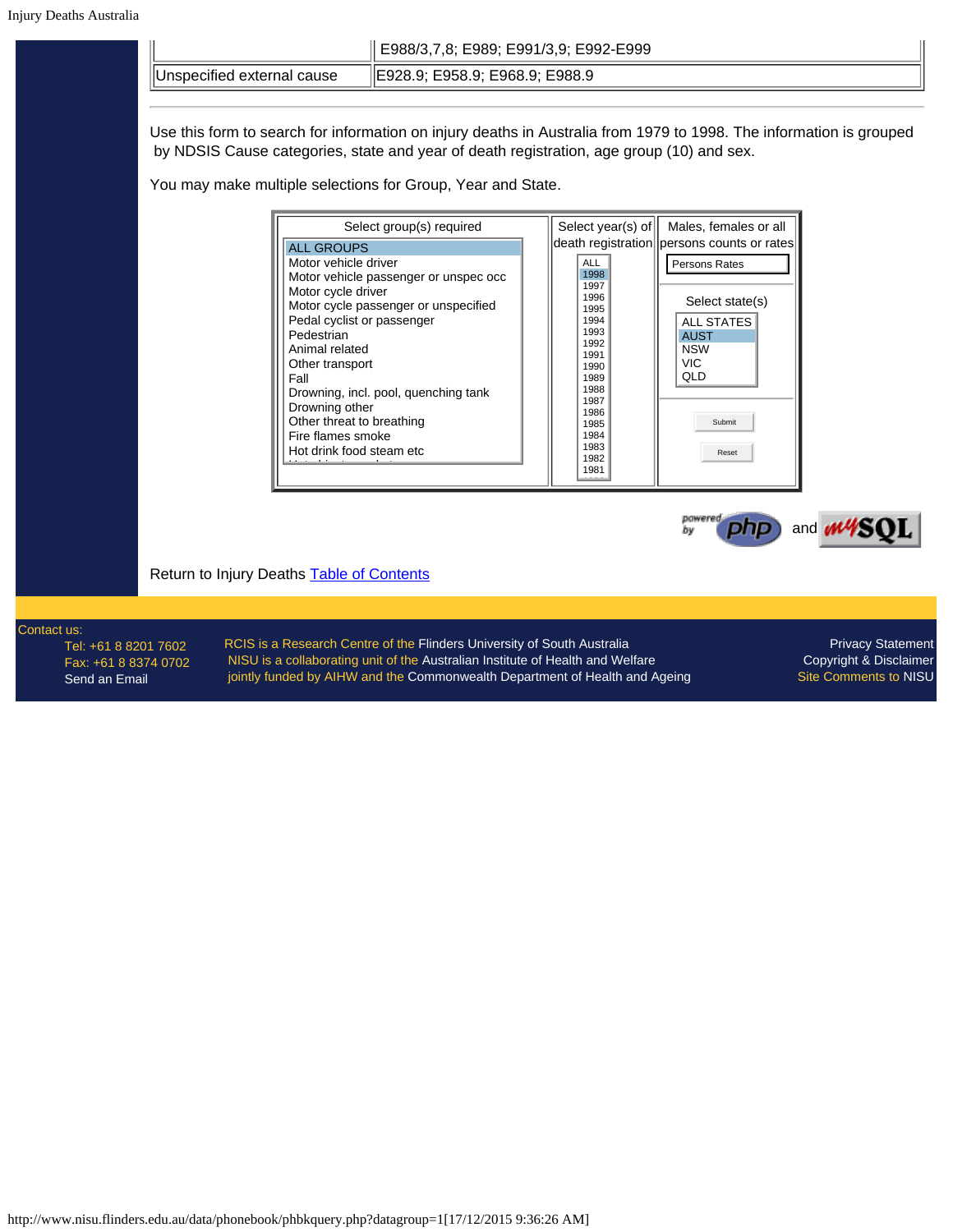| | E988/3,7,8; E989; E991/3,9; E992-E999 |
|---|---|
| Unspecified external cause | E928.9; E958.9; E968.9; E988.9 |

---

Use this form to search for information on injury deaths in Australia from 1979 to 1998. The information is grouped by NDSIS Cause categories, state and year of death registration, age group (10) and sex.

You may make multiple selections for Group, Year and State.

| Select group(s) required | Select year(s) of death registration | Males, females or all persons counts or rates |
|---|---|---|
| ALL GROUPS<br>Motor vehicle driver<br>Motor vehicle passenger or unspec occ<br>Motor cycle driver<br>Motor cycle passenger or unspecified<br>Pedal cyclist or passenger<br>Pedestrian<br>Animal related<br>Other transport<br>Fall<br>Drowning, incl. pool, quenching tank<br>Drowning other<br>Other threat to breathing<br>Fire flames smoke<br>Hot drink food steam etc | ALL<br>1998<br>1997<br>1996<br>1995<br>1994<br>1993<br>1992<br>1991<br>1990<br>1989<br>1988<br>1987<br>1986<br>1985<br>1984<br>1983<br>1982<br>1981 | Persons Rates<br><br>Select state(s)<br>ALL STATES<br>AUST<br>NSW<br>VIC<br>QLD<br><br>Submit<br>Reset |

powered by php and mySQL

Return to Injury Deaths Table of Contents

Contact us:
Tel: +61 8 8201 7602
Fax: +61 8 8374 0702
Send an Email

RCIS is a Research Centre of the Flinders University of South Australia
NISU is a collaborating unit of the Australian Institute of Health and Welfare
jointly funded by AIHW and the Commonwealth Department of Health and Ageing

Privacy Statement
Copyright & Disclaimer
Site Comments to NISU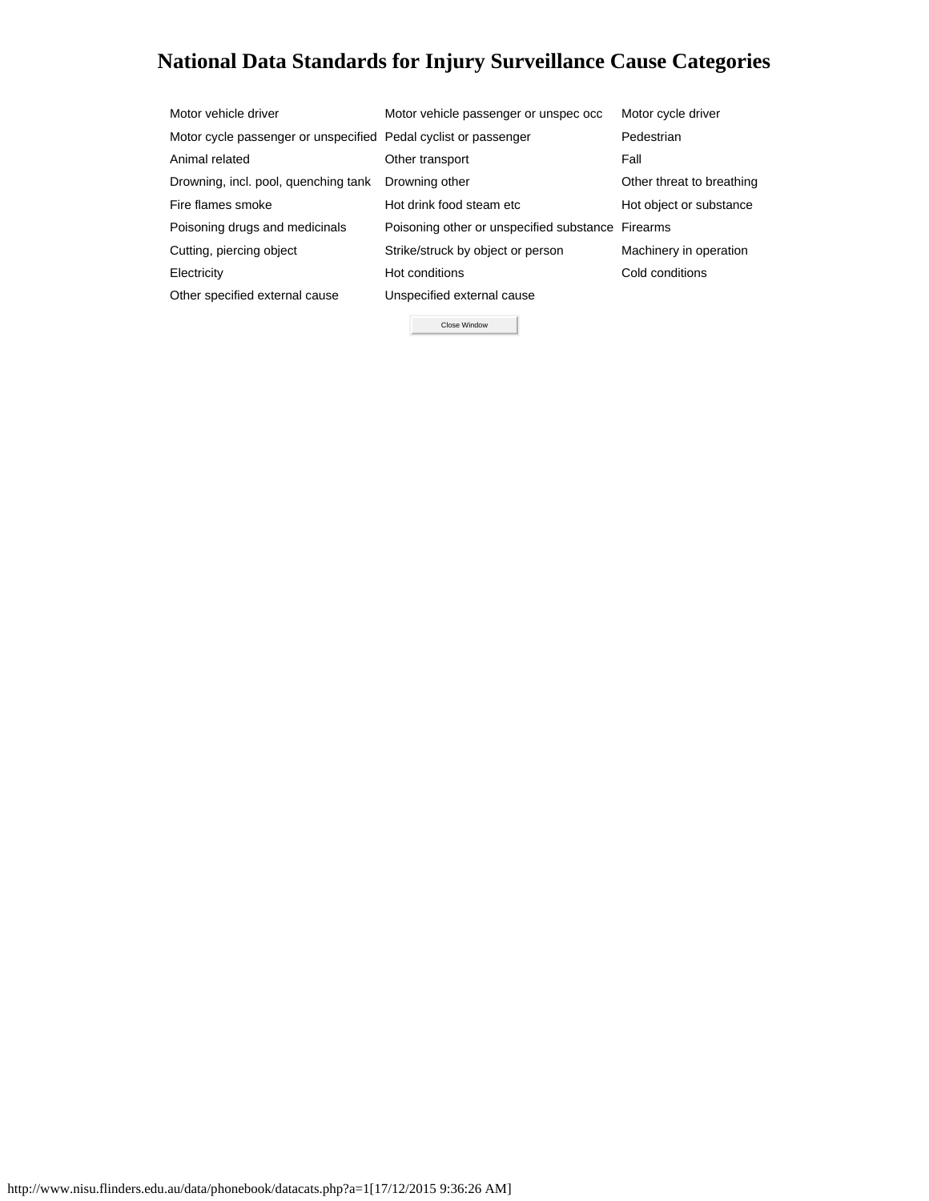# National Data Standards for Injury Surveillance Cause Categories

| | | |
|---|---|---|
| Motor vehicle driver | Motor vehicle passenger or unspec occ | Motor cycle driver |
| Motor cycle passenger or unspecified | Pedal cyclist or passenger | Pedestrian |
| Animal related | Other transport | Fall |
| Drowning, incl. pool, quenching tank | Drowning other | Other threat to breathing |
| Fire flames smoke | Hot drink food steam etc | Hot object or substance |
| Poisoning drugs and medicinals | Poisoning other or unspecified substance | Firearms |
| Cutting, piercing object | Strike/struck by object or person | Machinery in operation |
| Electricity | Hot conditions | Cold conditions |
| Other specified external cause | Unspecified external cause | |

Close Window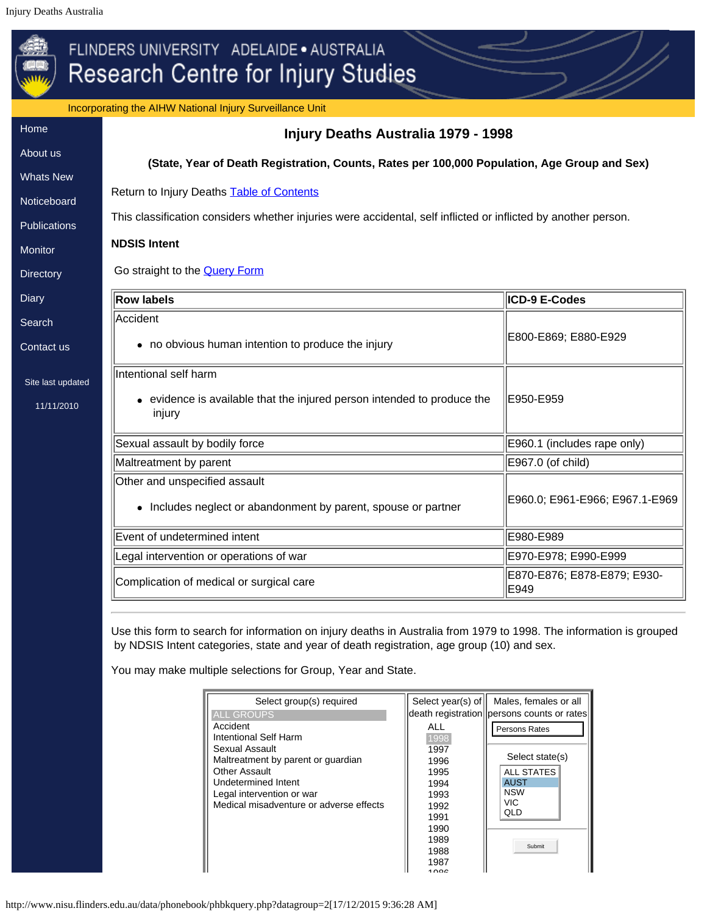Injury Deaths Australia

FLINDERS UNIVERSITY ADELAIDE • AUSTRALIA
Research Centre for Injury Studies

Incorporating the AIHW National Injury Surveillance Unit

- Home
- About us
- Whats New
- Noticeboard
- Publications
- Monitor
- Directory
- Diary
- Search
- Contact us

Site last updated

11/11/2010

## Injury Deaths Australia 1979 - 1998

### (State, Year of Death Registration, Counts, Rates per 100,000 Population, Age Group and Sex)

Return to Injury Deaths Table of Contents

This classification considers whether injuries were accidental, self inflicted or inflicted by another person.

**NDSIS Intent**

Go straight to the Query Form

| Row labels | ICD-9 E-Codes |
|---|---|
| Accident<br>• no obvious human intention to produce the injury | E800-E869; E880-E929 |
| Intentional self harm<br>• evidence is available that the injured person intended to produce the injury | E950-E959 |
| Sexual assault by bodily force | E960.1 (includes rape only) |
| Maltreatment by parent | E967.0 (of child) |
| Other and unspecified assault<br>• Includes neglect or abandonment by parent, spouse or partner | E960.0; E961-E966; E967.1-E969 |
| Event of undetermined intent | E980-E989 |
| Legal intervention or operations of war | E970-E978; E990-E999 |
| Complication of medical or surgical care | E870-E876; E878-E879; E930-E949 |

---

Use this form to search for information on injury deaths in Australia from 1979 to 1998. The information is grouped by NDSIS Intent categories, state and year of death registration, age group (10) and sex.

You may make multiple selections for Group, Year and State.

| Select group(s) required | Select year(s) of death registration | Males, females or all persons counts or rates |
|---|---|---|
| ALL GROUPS<br>Accident<br>Intentional Self Harm<br>Sexual Assault<br>Maltreatment by parent or guardian<br>Other Assault<br>Undetermined Intent<br>Legal intervention or war<br>Medical misadventure or adverse effects | ALL<br>1998<br>1997<br>1996<br>1995<br>1994<br>1993<br>1992<br>1991<br>1990<br>1989<br>1988<br>1987<br>1986 | Persons Rates<br><br>Select state(s)<br>ALL STATES<br>AUST<br>NSW<br>VIC<br>QLD<br><br>Submit |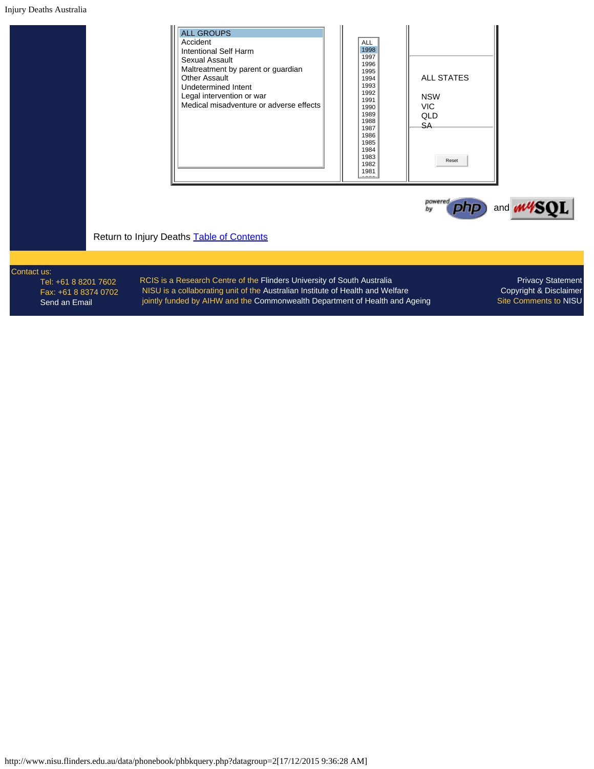ALL GROUPS
Accident
Intentional Self Harm
Sexual Assault
Maltreatment by parent or guardian
Other Assault
Undetermined Intent
Legal intervention or war
Medical misadventure or adverse effects

ALL
1998
1997
1996
1995
1994
1993
1992
1991
1990
1989
1988
1987
1986
1985
1984
1983
1982
1981

ALL STATES

NSW
VIC
QLD
SA

Reset

powered by php and mySQL

Return to Injury Deaths Table of Contents

Contact us:
Tel: +61 8 8201 7602
Fax: +61 8 8374 0702
Send an Email

RCIS is a Research Centre of the Flinders University of South Australia
NISU is a collaborating unit of the Australian Institute of Health and Welfare
jointly funded by AIHW and the Commonwealth Department of Health and Ageing

Privacy Statement
Copyright & Disclaimer
Site Comments to NISU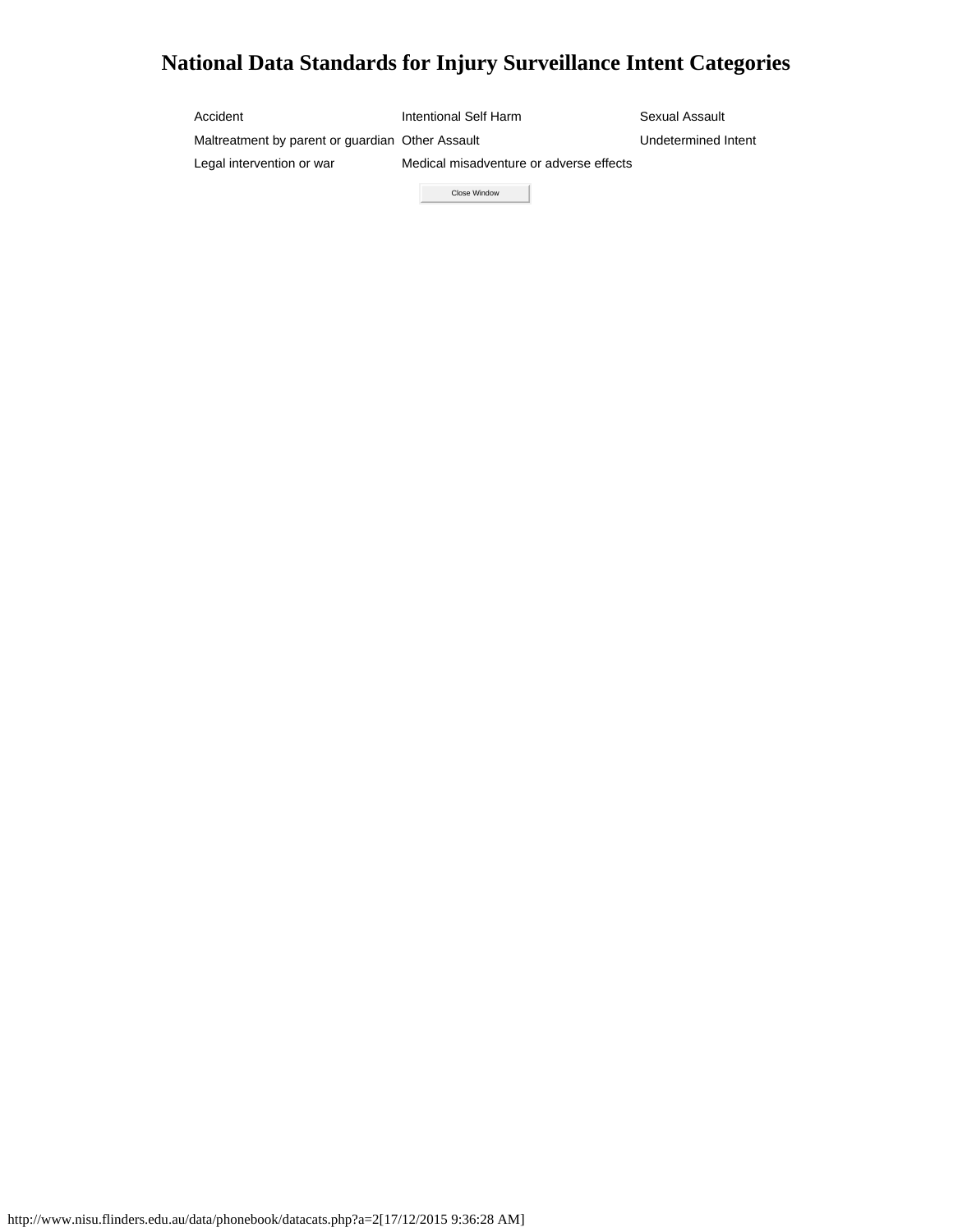# National Data Standards for Injury Surveillance Intent Categories

| | | |
|---|---|---|
| Accident | Intentional Self Harm | Sexual Assault |
| Maltreatment by parent or guardian | Other Assault | Undetermined Intent |
| Legal intervention or war | Medical misadventure or adverse effects | |

Close Window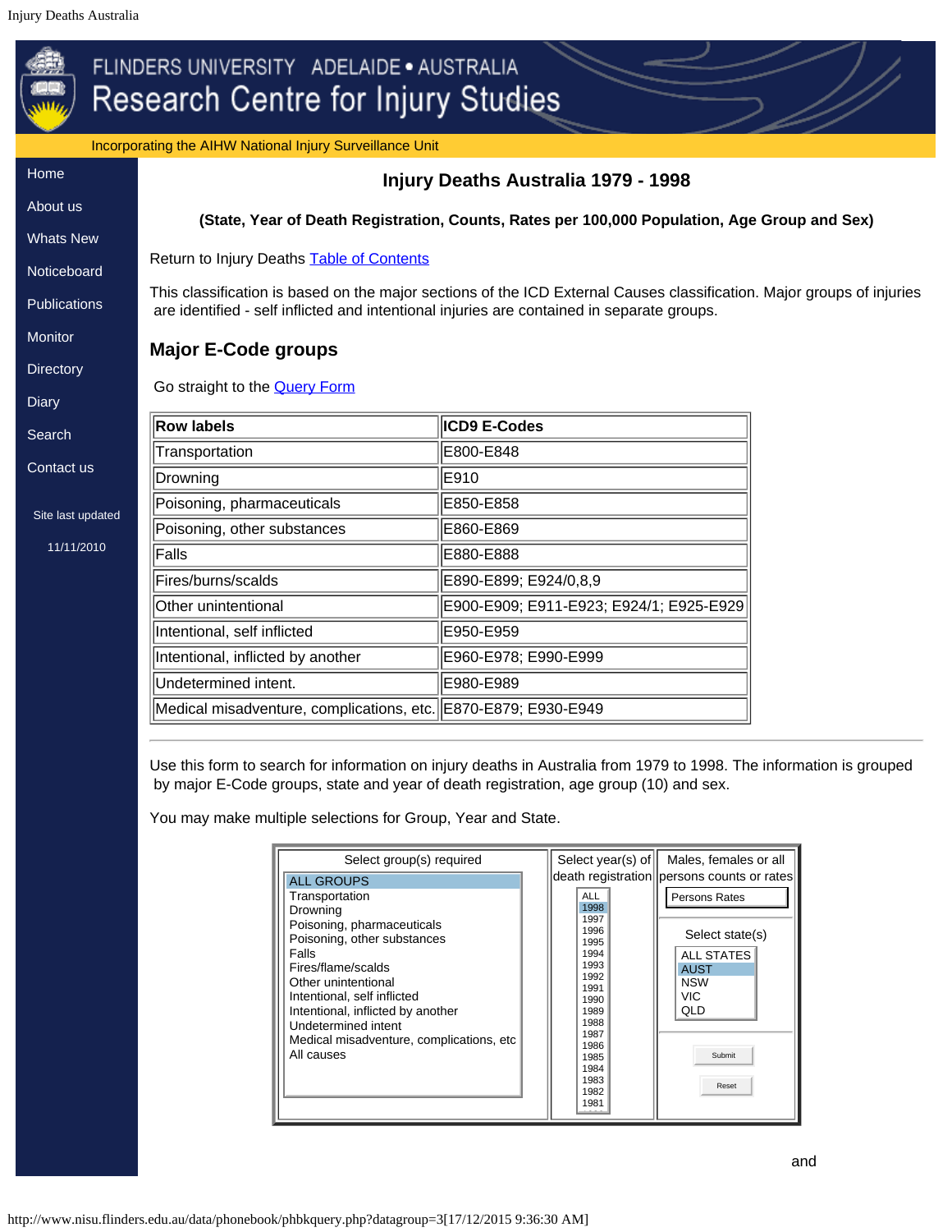# Injury Deaths Australia 1979 - 1998

**(State, Year of Death Registration, Counts, Rates per 100,000 Population, Age Group and Sex)**

Return to Injury Deaths Table of Contents

This classification is based on the major sections of the ICD External Causes classification. Major groups of injuries are identified - self inflicted and intentional injuries are contained in separate groups.

## Major E-Code groups

Go straight to the Query Form

| Row labels | ICD9 E-Codes |
| --- | --- |
| Transportation | E800-E848 |
| Drowning | E910 |
| Poisoning, pharmaceuticals | E850-E858 |
| Poisoning, other substances | E860-E869 |
| Falls | E880-E888 |
| Fires/burns/scalds | E890-E899; E924/0,8,9 |
| Other unintentional | E900-E909; E911-E923; E924/1; E925-E929 |
| Intentional, self inflicted | E950-E959 |
| Intentional, inflicted by another | E960-E978; E990-E999 |
| Undetermined intent. | E980-E989 |
| Medical misadventure, complications, etc. | E870-E879; E930-E949 |

---

Use this form to search for information on injury deaths in Australia from 1979 to 1998. The information is grouped by major E-Code groups, state and year of death registration, age group (10) and sex.

You may make multiple selections for Group, Year and State.

| Select group(s) required | Select year(s) of death registration | Males, females or all persons counts or rates |
| --- | --- | --- |
| ALL GROUPS<br>Transportation<br>Drowning<br>Poisoning, pharmaceuticals<br>Poisoning, other substances<br>Falls<br>Fires/flame/scalds<br>Other unintentional<br>Intentional, self inflicted<br>Intentional, inflicted by another<br>Undetermined intent<br>Medical misadventure, complications, etc<br>All causes | ALL<br>1998<br>1997<br>1996<br>1995<br>1994<br>1993<br>1992<br>1991<br>1990<br>1989<br>1988<br>1987<br>1986<br>1985<br>1984<br>1983<br>1982<br>1981 | Persons Rates<br><br>Select state(s)<br>ALL STATES<br>AUST<br>NSW<br>VIC<br>QLD<br><br>Submit<br>Reset |

and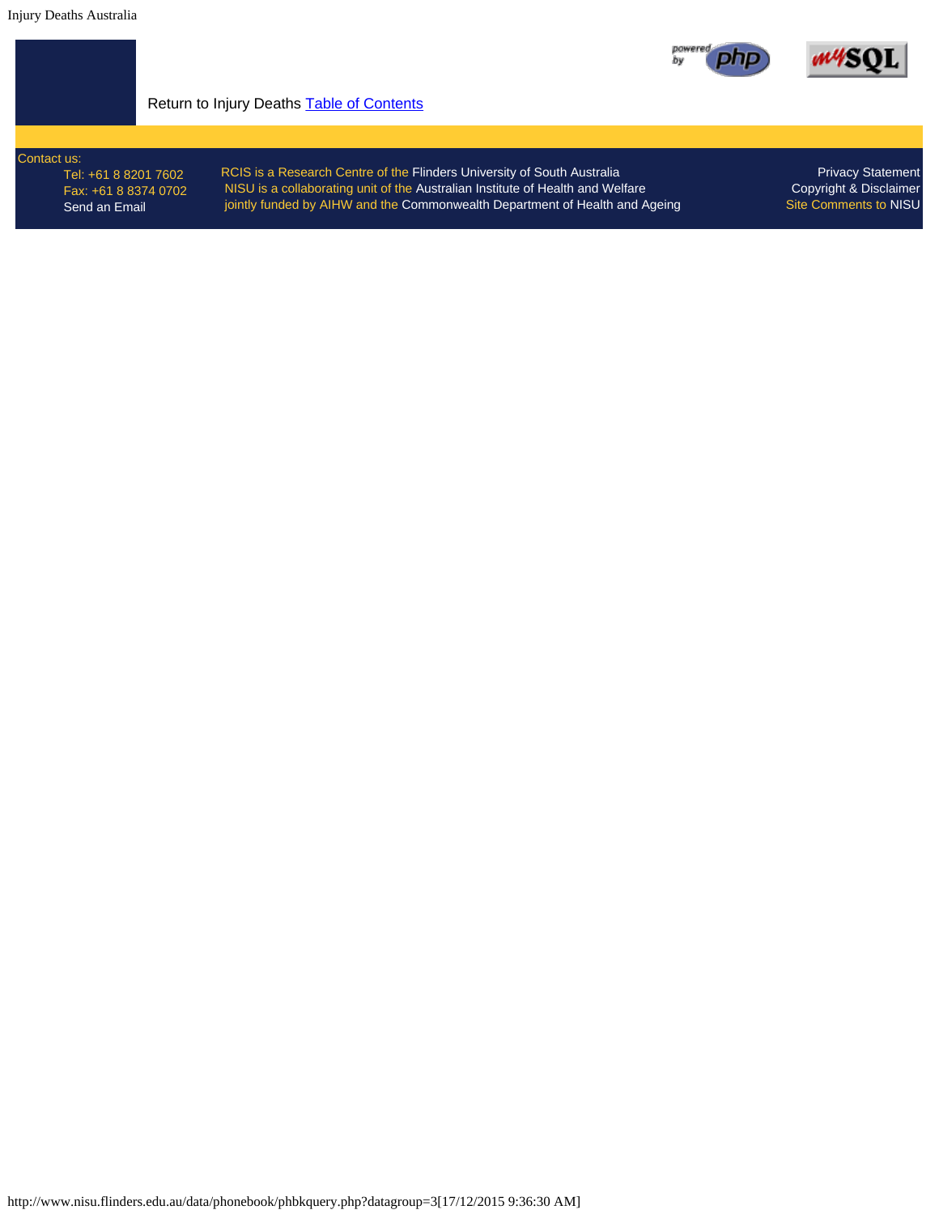Return to Injury Deaths [Table of Contents]

Contact us:
Tel: +61 8 8201 7602
Fax: +61 8 8374 0702
Send an Email

RCIS is a Research Centre of the Flinders University of South Australia
NISU is a collaborating unit of the Australian Institute of Health and Welfare
jointly funded by AIHW and the Commonwealth Department of Health and Ageing

Privacy Statement
Copyright & Disclaimer
Site Comments to NISU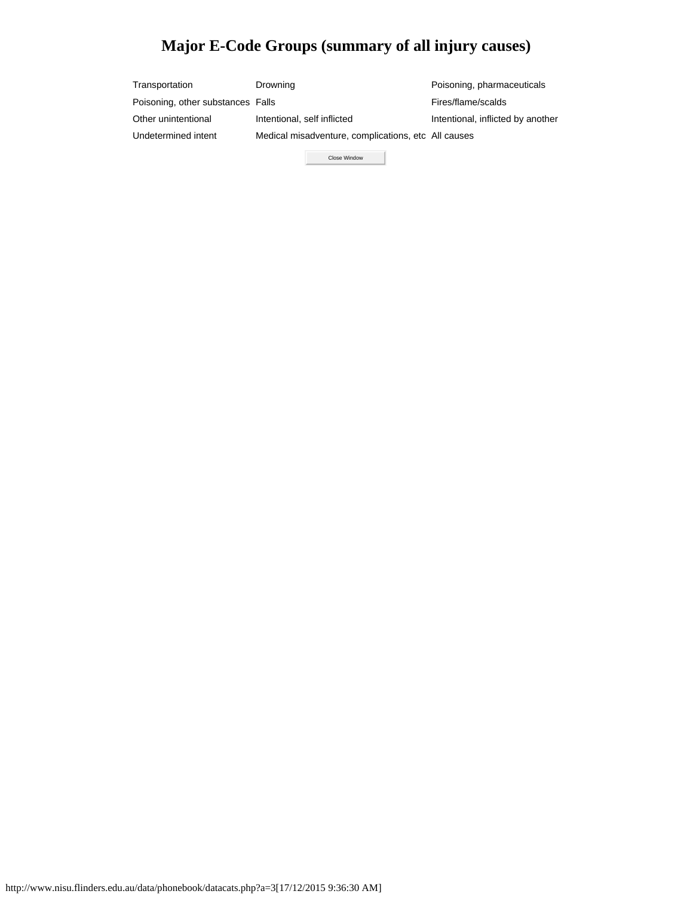# Major E-Code Groups (summary of all injury causes)

| | | |
|---|---|---|
| Transportation | Drowning | Poisoning, pharmaceuticals |
| Poisoning, other substances | Falls | Fires/flame/scalds |
| Other unintentional | Intentional, self inflicted | Intentional, inflicted by another |
| Undetermined intent | Medical misadventure, complications, etc | All causes |

Close Window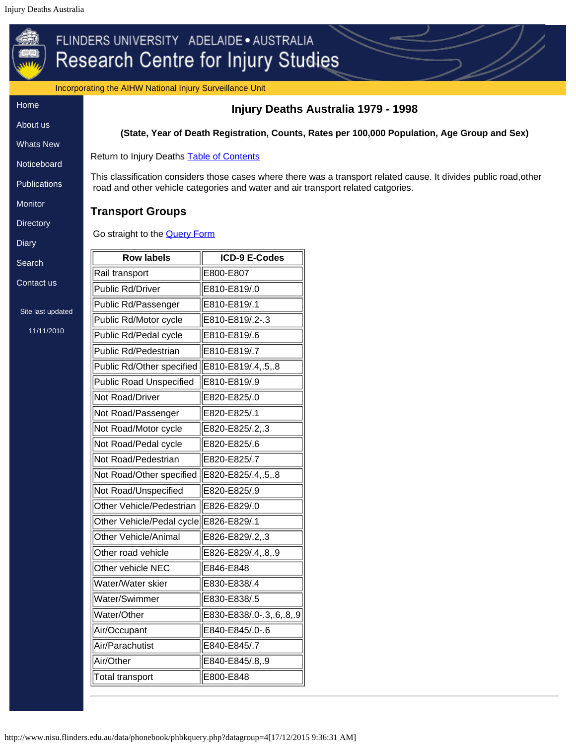# Injury Deaths Australia 1979 - 1998

**(State, Year of Death Registration, Counts, Rates per 100,000 Population, Age Group and Sex)**

Return to Injury Deaths Table of Contents

This classification considers those cases where there was a transport related cause. It divides public road,other road and other vehicle categories and water and air transport related catgories.

## Transport Groups

Go straight to the Query Form

| Row labels | ICD-9 E-Codes |
|---|---|
| Rail transport | E800-E807 |
| Public Rd/Driver | E810-E819/.0 |
| Public Rd/Passenger | E810-E819/.1 |
| Public Rd/Motor cycle | E810-E819/.2-.3 |
| Public Rd/Pedal cycle | E810-E819/.6 |
| Public Rd/Pedestrian | E810-E819/.7 |
| Public Rd/Other specified | E810-E819/.4,.5,.8 |
| Public Road Unspecified | E810-E819/.9 |
| Not Road/Driver | E820-E825/.0 |
| Not Road/Passenger | E820-E825/.1 |
| Not Road/Motor cycle | E820-E825/.2,.3 |
| Not Road/Pedal cycle | E820-E825/.6 |
| Not Road/Pedestrian | E820-E825/.7 |
| Not Road/Other specified | E820-E825/.4,.5,.8 |
| Not Road/Unspecified | E820-E825/.9 |
| Other Vehicle/Pedestrian | E826-E829/.0 |
| Other Vehicle/Pedal cycle | E826-E829/.1 |
| Other Vehicle/Animal | E826-E829/.2,.3 |
| Other road vehicle | E826-E829/.4,.8,.9 |
| Other vehicle NEC | E846-E848 |
| Water/Water skier | E830-E838/.4 |
| Water/Swimmer | E830-E838/.5 |
| Water/Other | E830-E838/.0-.3,.6,.8,.9 |
| Air/Occupant | E840-E845/.0-.6 |
| Air/Parachutist | E840-E845/.7 |
| Air/Other | E840-E845/.8,.9 |
| Total transport | E800-E848 |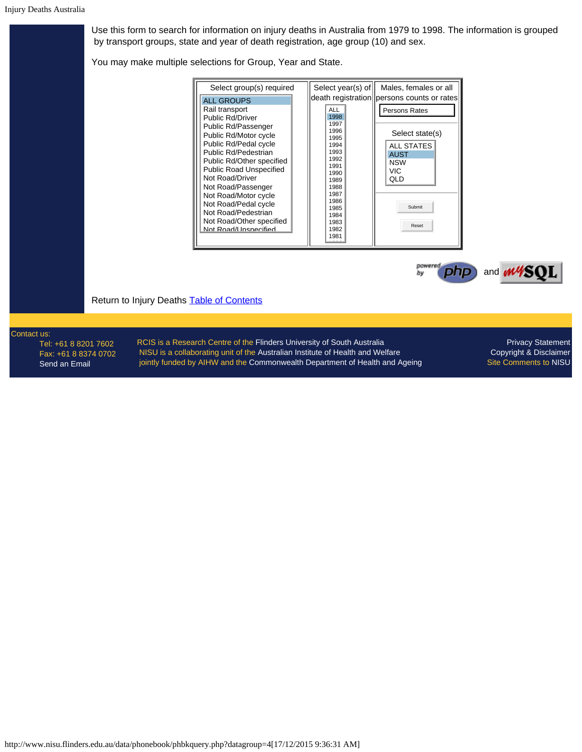Use this form to search for information on injury deaths in Australia from 1979 to 1998. The information is grouped by transport groups, state and year of death registration, age group (10) and sex.

You may make multiple selections for Group, Year and State.

| Select group(s) required | Select year(s) of death registration | Males, females or all persons counts or rates |
|---|---|---|
| ALL GROUPS<br>Rail transport<br>Public Rd/Driver<br>Public Rd/Passenger<br>Public Rd/Motor cycle<br>Public Rd/Pedal cycle<br>Public Rd/Pedestrian<br>Public Rd/Other specified<br>Public Road Unspecified<br>Not Road/Driver<br>Not Road/Passenger<br>Not Road/Motor cycle<br>Not Road/Pedal cycle<br>Not Road/Pedestrian<br>Not Road/Other specified<br>Not Road/Unspecified | ALL<br>1998<br>1997<br>1996<br>1995<br>1994<br>1993<br>1992<br>1991<br>1990<br>1989<br>1988<br>1987<br>1986<br>1985<br>1984<br>1983<br>1982<br>1981 | Persons Rates<br><br>Select state(s)<br>ALL STATES<br>AUST<br>NSW<br>VIC<br>QLD<br><br>Submit<br>Reset |

powered by php and mySQL

Return to Injury Deaths Table of Contents

Contact us:
Tel: +61 8 8201 7602
Fax: +61 8 8374 0702
Send an Email

RCIS is a Research Centre of the Flinders University of South Australia
NISU is a collaborating unit of the Australian Institute of Health and Welfare
jointly funded by AIHW and the Commonwealth Department of Health and Ageing

Privacy Statement
Copyright & Disclaimer
Site Comments to NISU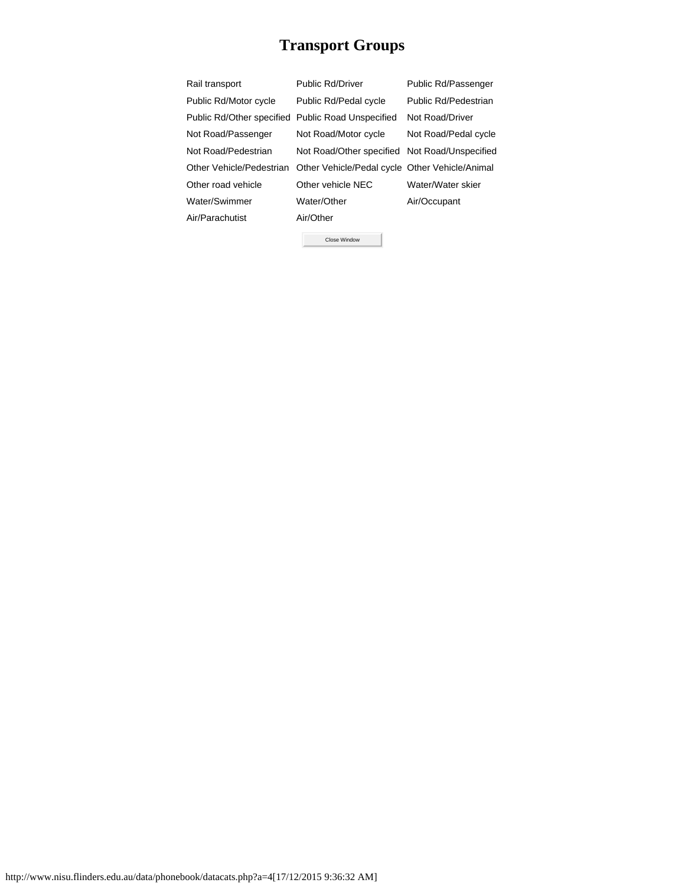# Transport Groups

| | | |
|---|---|---|
| Rail transport | Public Rd/Driver | Public Rd/Passenger |
| Public Rd/Motor cycle | Public Rd/Pedal cycle | Public Rd/Pedestrian |
| Public Rd/Other specified | Public Road Unspecified | Not Road/Driver |
| Not Road/Passenger | Not Road/Motor cycle | Not Road/Pedal cycle |
| Not Road/Pedestrian | Not Road/Other specified | Not Road/Unspecified |
| Other Vehicle/Pedestrian | Other Vehicle/Pedal cycle | Other Vehicle/Animal |
| Other road vehicle | Other vehicle NEC | Water/Water skier |
| Water/Swimmer | Water/Other | Air/Occupant |
| Air/Parachutist | Air/Other | |

Close Window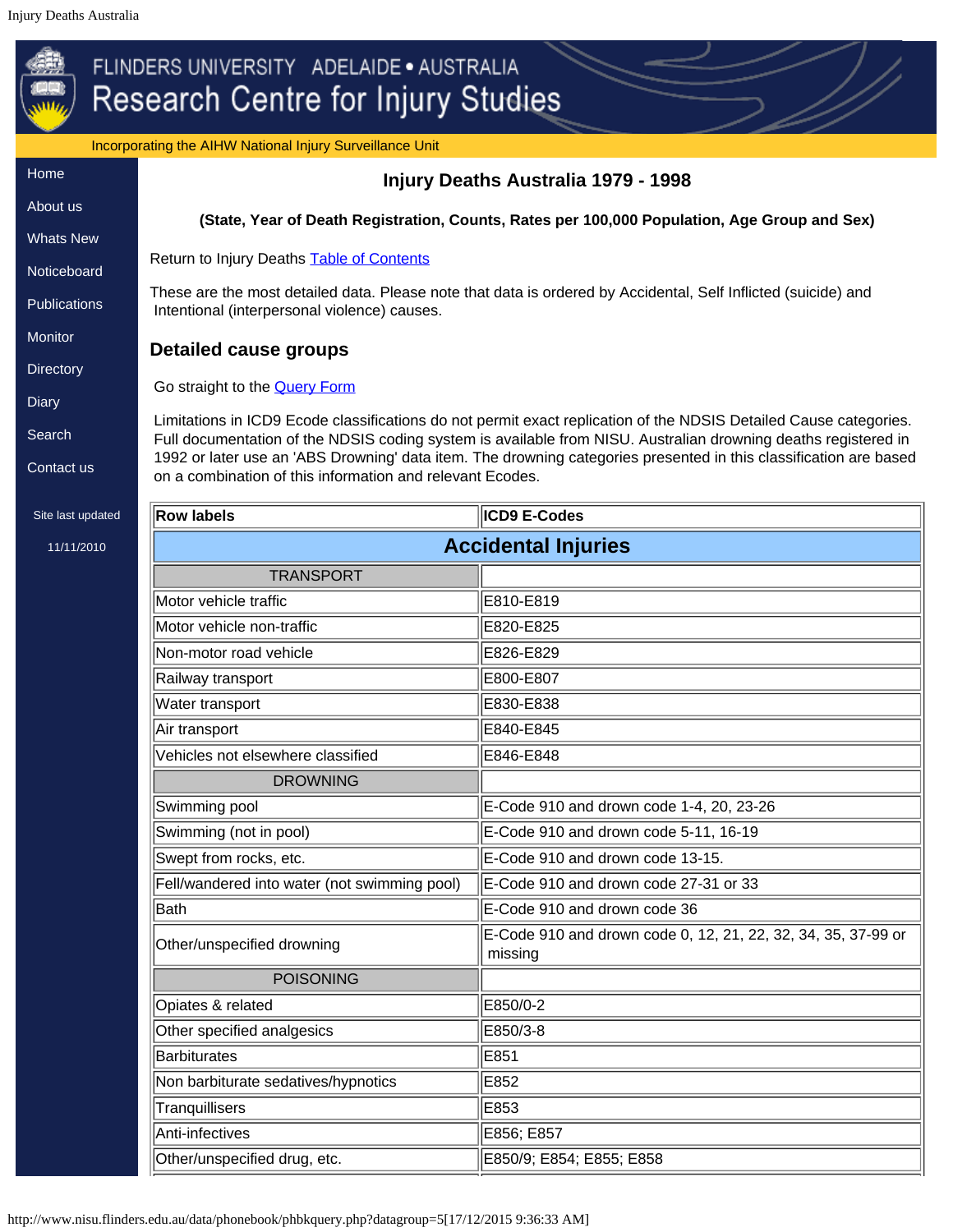# Injury Deaths Australia 1979 - 1998

**(State, Year of Death Registration, Counts, Rates per 100,000 Population, Age Group and Sex)**

Return to Injury Deaths Table of Contents

These are the most detailed data. Please note that data is ordered by Accidental, Self Inflicted (suicide) and Intentional (interpersonal violence) causes.

## Detailed cause groups

Go straight to the Query Form

Limitations in ICD9 Ecode classifications do not permit exact replication of the NDSIS Detailed Cause categories. Full documentation of the NDSIS coding system is available from NISU. Australian drowning deaths registered in 1992 or later use an 'ABS Drowning' data item. The drowning categories presented in this classification are based on a combination of this information and relevant Ecodes.

| Row labels | ICD9 E-Codes |
|---|---|
| **Accidental Injuries** | |
| TRANSPORT | |
| Motor vehicle traffic | E810-E819 |
| Motor vehicle non-traffic | E820-E825 |
| Non-motor road vehicle | E826-E829 |
| Railway transport | E800-E807 |
| Water transport | E830-E838 |
| Air transport | E840-E845 |
| Vehicles not elsewhere classified | E846-E848 |
| DROWNING | |
| Swimming pool | E-Code 910 and drown code 1-4, 20, 23-26 |
| Swimming (not in pool) | E-Code 910 and drown code 5-11, 16-19 |
| Swept from rocks, etc. | E-Code 910 and drown code 13-15. |
| Fell/wandered into water (not swimming pool) | E-Code 910 and drown code 27-31 or 33 |
| Bath | E-Code 910 and drown code 36 |
| Other/unspecified drowning | E-Code 910 and drown code 0, 12, 21, 22, 32, 34, 35, 37-99 or missing |
| POISONING | |
| Opiates & related | E850/0-2 |
| Other specified analgesics | E850/3-8 |
| Barbiturates | E851 |
| Non barbiturate sedatives/hypnotics | E852 |
| Tranquillisers | E853 |
| Anti-infectives | E856; E857 |
| Other/unspecified drug, etc. | E850/9; E854; E855; E858 |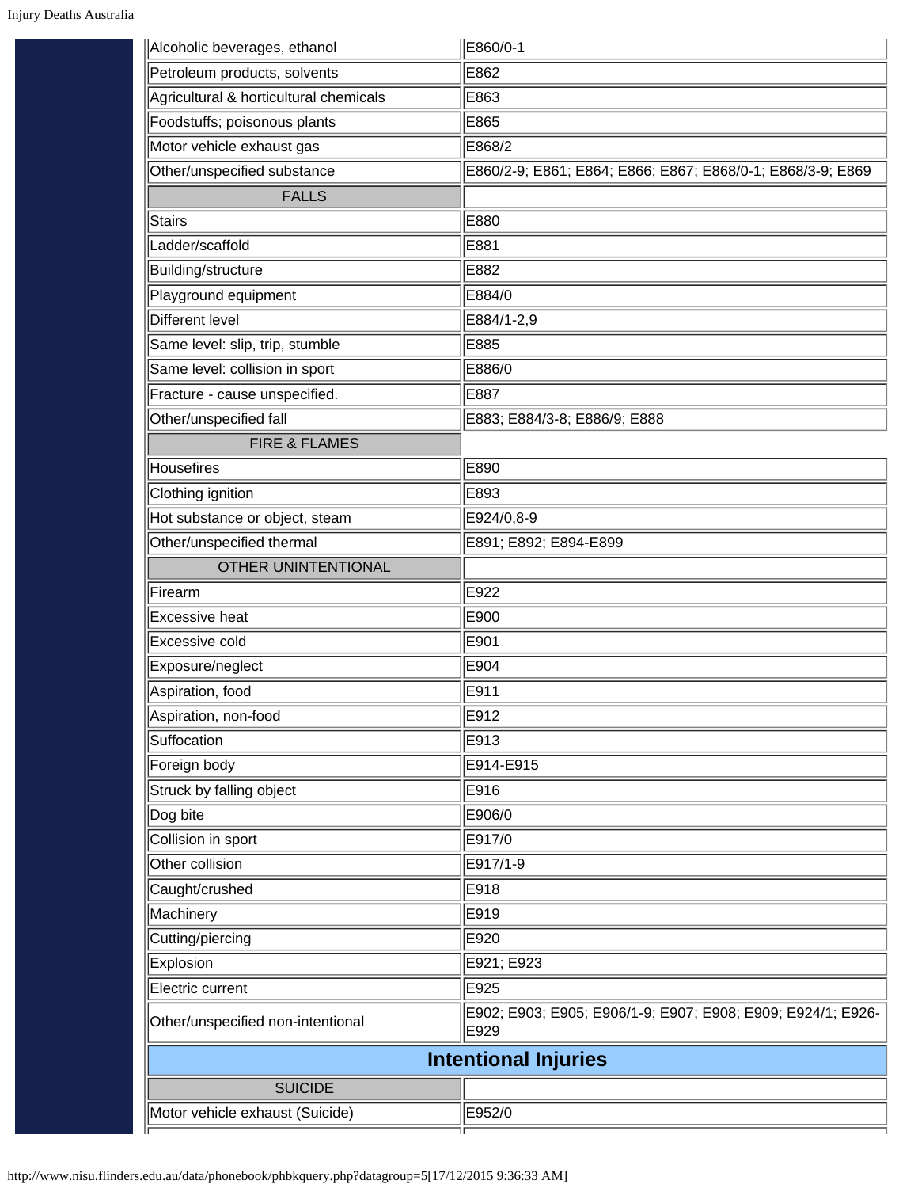| | |
|---|---|
| Alcoholic beverages, ethanol | E860/0-1 |
| Petroleum products, solvents | E862 |
| Agricultural & horticultural chemicals | E863 |
| Foodstuffs; poisonous plants | E865 |
| Motor vehicle exhaust gas | E868/2 |
| Other/unspecified substance | E860/2-9; E861; E864; E866; E867; E868/0-1; E868/3-9; E869 |
| FALLS | |
| Stairs | E880 |
| Ladder/scaffold | E881 |
| Building/structure | E882 |
| Playground equipment | E884/0 |
| Different level | E884/1-2,9 |
| Same level: slip, trip, stumble | E885 |
| Same level: collision in sport | E886/0 |
| Fracture - cause unspecified. | E887 |
| Other/unspecified fall | E883; E884/3-8; E886/9; E888 |
| FIRE & FLAMES | |
| Housefires | E890 |
| Clothing ignition | E893 |
| Hot substance or object, steam | E924/0,8-9 |
| Other/unspecified thermal | E891; E892; E894-E899 |
| OTHER UNINTENTIONAL | |
| Firearm | E922 |
| Excessive heat | E900 |
| Excessive cold | E901 |
| Exposure/neglect | E904 |
| Aspiration, food | E911 |
| Aspiration, non-food | E912 |
| Suffocation | E913 |
| Foreign body | E914-E915 |
| Struck by falling object | E916 |
| Dog bite | E906/0 |
| Collision in sport | E917/0 |
| Other collision | E917/1-9 |
| Caught/crushed | E918 |
| Machinery | E919 |
| Cutting/piercing | E920 |
| Explosion | E921; E923 |
| Electric current | E925 |
| Other/unspecified non-intentional | E902; E903; E905; E906/1-9; E907; E908; E909; E924/1; E926-E929 |
| **Intentional Injuries** | |
| SUICIDE | |
| Motor vehicle exhaust (Suicide) | E952/0 |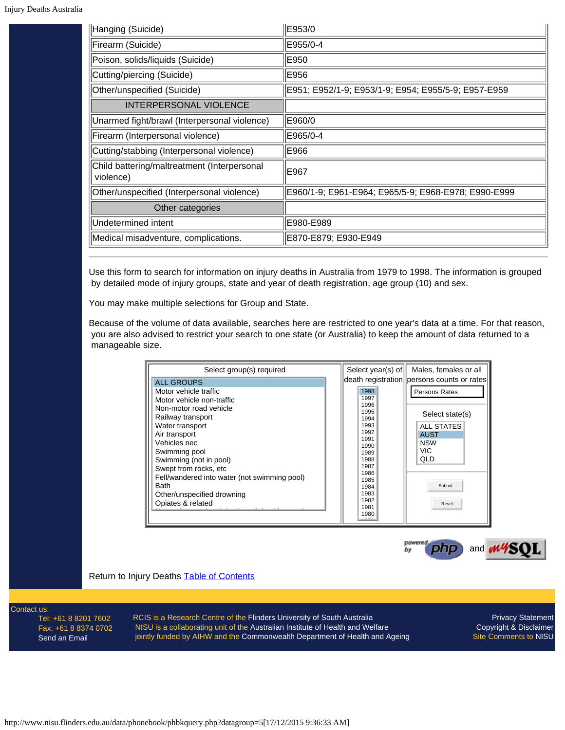| | |
|---|---|
| Hanging (Suicide) | E953/0 |
| Firearm (Suicide) | E955/0-4 |
| Poison, solids/liquids (Suicide) | E950 |
| Cutting/piercing (Suicide) | E956 |
| Other/unspecified (Suicide) | E951; E952/1-9; E953/1-9; E954; E955/5-9; E957-E959 |
| INTERPERSONAL VIOLENCE | |
| Unarmed fight/brawl (Interpersonal violence) | E960/0 |
| Firearm (Interpersonal violence) | E965/0-4 |
| Cutting/stabbing (Interpersonal violence) | E966 |
| Child battering/maltreatment (Interpersonal violence) | E967 |
| Other/unspecified (Interpersonal violence) | E960/1-9; E961-E964; E965/5-9; E968-E978; E990-E999 |
| Other categories | |
| Undetermined intent | E980-E989 |
| Medical misadventure, complications. | E870-E879; E930-E949 |

---

Use this form to search for information on injury deaths in Australia from 1979 to 1998. The information is grouped by detailed mode of injury groups, state and year of death registration, age group (10) and sex.

You may make multiple selections for Group and State.

Because of the volume of data available, searches here are restricted to one year's data at a time. For that reason, you are also advised to restrict your search to one state (or Australia) to keep the amount of data returned to a manageable size.

| Select group(s) required | Select year(s) of death registration | Males, females or all persons counts or rates |
|---|---|---|
| ALL GROUPS<br>Motor vehicle traffic<br>Motor vehicle non-traffic<br>Non-motor road vehicle<br>Railway transport<br>Water transport<br>Air transport<br>Vehicles nec<br>Swimming pool<br>Swimming (not in pool)<br>Swept from rocks, etc<br>Fell/wandered into water (not swimming pool)<br>Bath<br>Other/unspecified drowning<br>Opiates & related | 1998<br>1997<br>1996<br>1995<br>1994<br>1993<br>1992<br>1991<br>1990<br>1989<br>1988<br>1987<br>1986<br>1985<br>1984<br>1983<br>1982<br>1981<br>1980 | Persons Rates<br><br>Select state(s)<br>ALL STATES<br>AUST<br>NSW<br>VIC<br>QLD<br><br>Submit<br>Reset |

powered by php and MySQL

Return to Injury Deaths Table of Contents

Contact us:
Tel: +61 8 8201 7602
Fax: +61 8 8374 0702
Send an Email

RCIS is a Research Centre of the Flinders University of South Australia
NISU is a collaborating unit of the Australian Institute of Health and Welfare
jointly funded by AIHW and the Commonwealth Department of Health and Ageing

Privacy Statement
Copyright & Disclaimer
Site Comments to NISU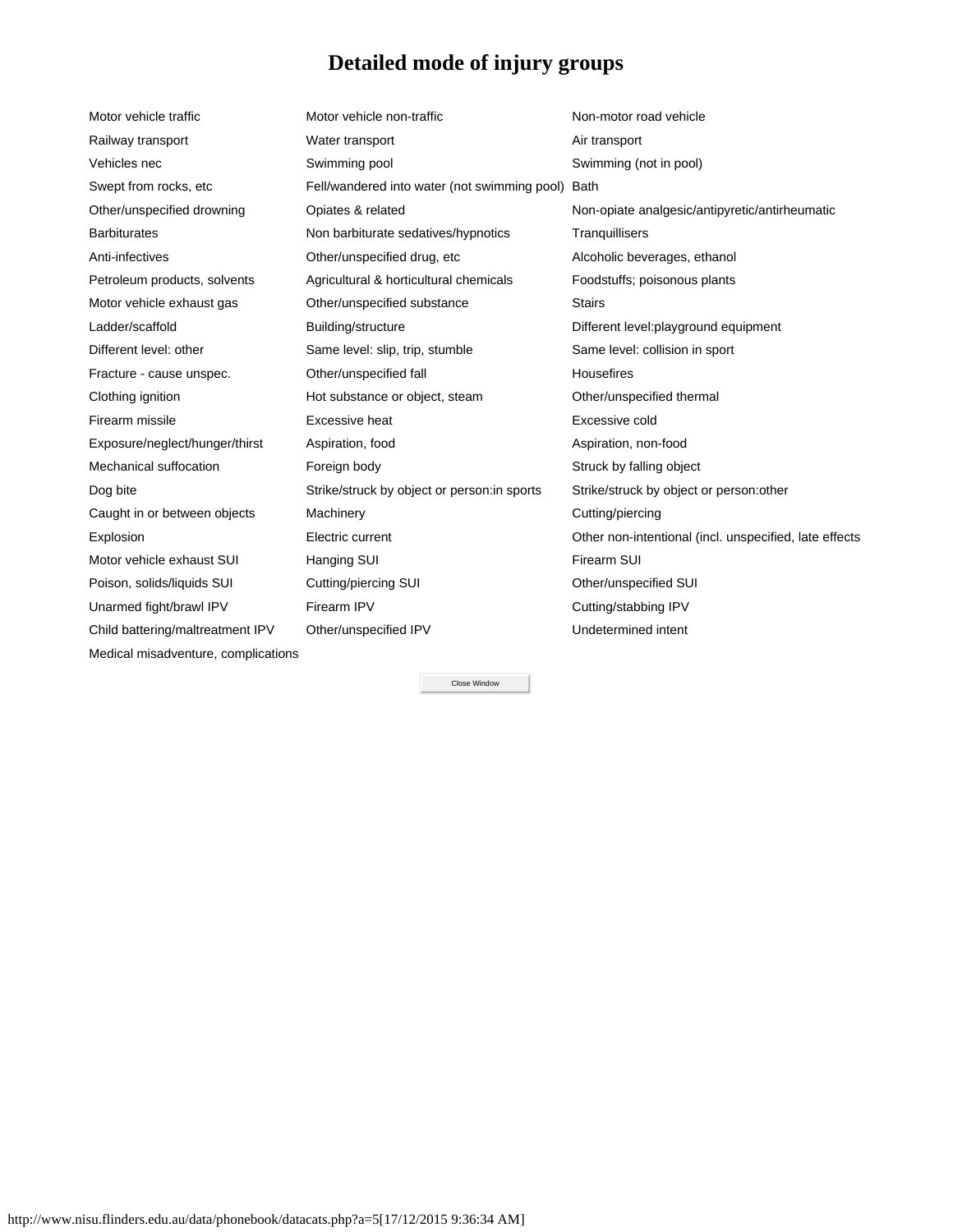# Detailed mode of injury groups

| | | |
|---|---|---|
| Motor vehicle traffic | Motor vehicle non-traffic | Non-motor road vehicle |
| Railway transport | Water transport | Air transport |
| Vehicles nec | Swimming pool | Swimming (not in pool) |
| Swept from rocks, etc | Fell/wandered into water (not swimming pool) | Bath |
| Other/unspecified drowning | Opiates & related | Non-opiate analgesic/antipyretic/antirheumatic |
| Barbiturates | Non barbiturate sedatives/hypnotics | Tranquillisers |
| Anti-infectives | Other/unspecified drug, etc | Alcoholic beverages, ethanol |
| Petroleum products, solvents | Agricultural & horticultural chemicals | Foodstuffs; poisonous plants |
| Motor vehicle exhaust gas | Other/unspecified substance | Stairs |
| Ladder/scaffold | Building/structure | Different level:playground equipment |
| Different level: other | Same level: slip, trip, stumble | Same level: collision in sport |
| Fracture - cause unspec. | Other/unspecified fall | Housefires |
| Clothing ignition | Hot substance or object, steam | Other/unspecified thermal |
| Firearm missile | Excessive heat | Excessive cold |
| Exposure/neglect/hunger/thirst | Aspiration, food | Aspiration, non-food |
| Mechanical suffocation | Foreign body | Struck by falling object |
| Dog bite | Strike/struck by object or person:in sports | Strike/struck by object or person:other |
| Caught in or between objects | Machinery | Cutting/piercing |
| Explosion | Electric current | Other non-intentional (incl. unspecified, late effects |
| Motor vehicle exhaust SUI | Hanging SUI | Firearm SUI |
| Poison, solids/liquids SUI | Cutting/piercing SUI | Other/unspecified SUI |
| Unarmed fight/brawl IPV | Firearm IPV | Cutting/stabbing IPV |
| Child battering/maltreatment IPV | Other/unspecified IPV | Undetermined intent |
| Medical misadventure, complications | | |

Close Window

http://www.nisu.flinders.edu.au/data/phonebook/datacats.php?a=5[17/12/2015 9:36:34 AM]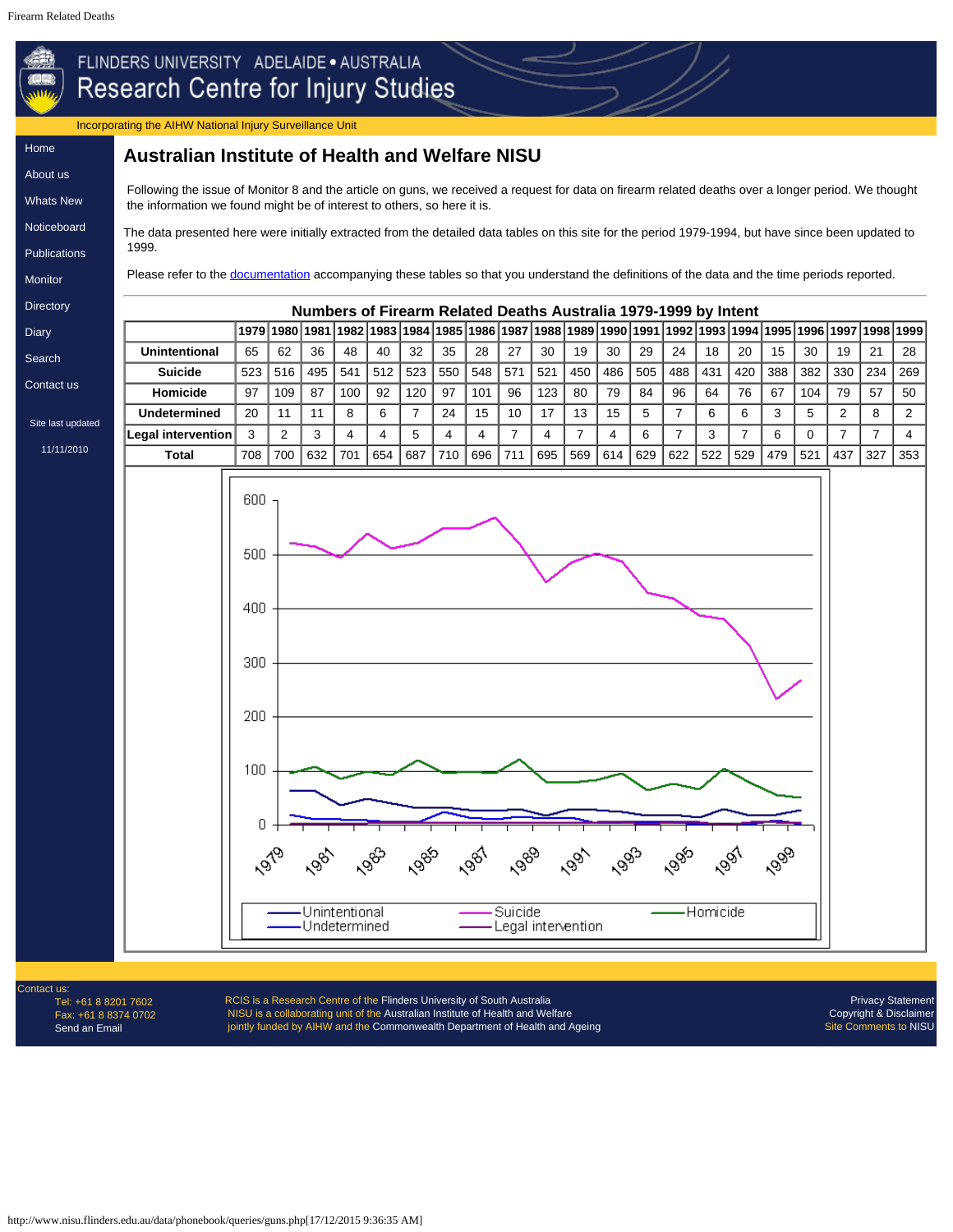# Australian Institute of Health and Welfare NISU

Following the issue of Monitor 8 and the article on guns, we received a request for data on firearm related deaths over a longer period. We thought the information we found might be of interest to others, so here it is.

The data presented here were initially extracted from the detailed data tables on this site for the period 1979-1994, but have since been updated to 1999.

Please refer to the documentation accompanying these tables so that you understand the definitions of the data and the time periods reported.

**Numbers of Firearm Related Deaths Australia 1979-1999 by Intent**

| | 1979 | 1980 | 1981 | 1982 | 1983 | 1984 | 1985 | 1986 | 1987 | 1988 | 1989 | 1990 | 1991 | 1992 | 1993 | 1994 | 1995 | 1996 | 1997 | 1998 | 1999 |
|---|---|---|---|---|---|---|---|---|---|---|---|---|---|---|---|---|---|---|---|---|---|
| **Unintentional** | 65 | 62 | 36 | 48 | 40 | 32 | 35 | 28 | 27 | 30 | 19 | 30 | 29 | 24 | 18 | 20 | 15 | 30 | 19 | 21 | 28 |
| **Suicide** | 523 | 516 | 495 | 541 | 512 | 523 | 550 | 548 | 571 | 521 | 450 | 486 | 505 | 488 | 431 | 420 | 388 | 382 | 330 | 234 | 269 |
| **Homicide** | 97 | 109 | 87 | 100 | 92 | 120 | 97 | 101 | 96 | 123 | 80 | 79 | 84 | 96 | 64 | 76 | 67 | 104 | 79 | 57 | 50 |
| **Undetermined** | 20 | 11 | 11 | 8 | 6 | 7 | 24 | 15 | 10 | 17 | 13 | 15 | 5 | 7 | 6 | 6 | 3 | 5 | 2 | 8 | 2 |
| **Legal intervention** | 3 | 2 | 3 | 4 | 4 | 5 | 4 | 4 | 7 | 4 | 7 | 4 | 6 | 7 | 3 | 7 | 6 | 0 | 7 | 7 | 4 |
| **Total** | 708 | 700 | 632 | 701 | 654 | 687 | 710 | 696 | 711 | 695 | 569 | 614 | 629 | 622 | 522 | 529 | 479 | 521 | 437 | 327 | 353 |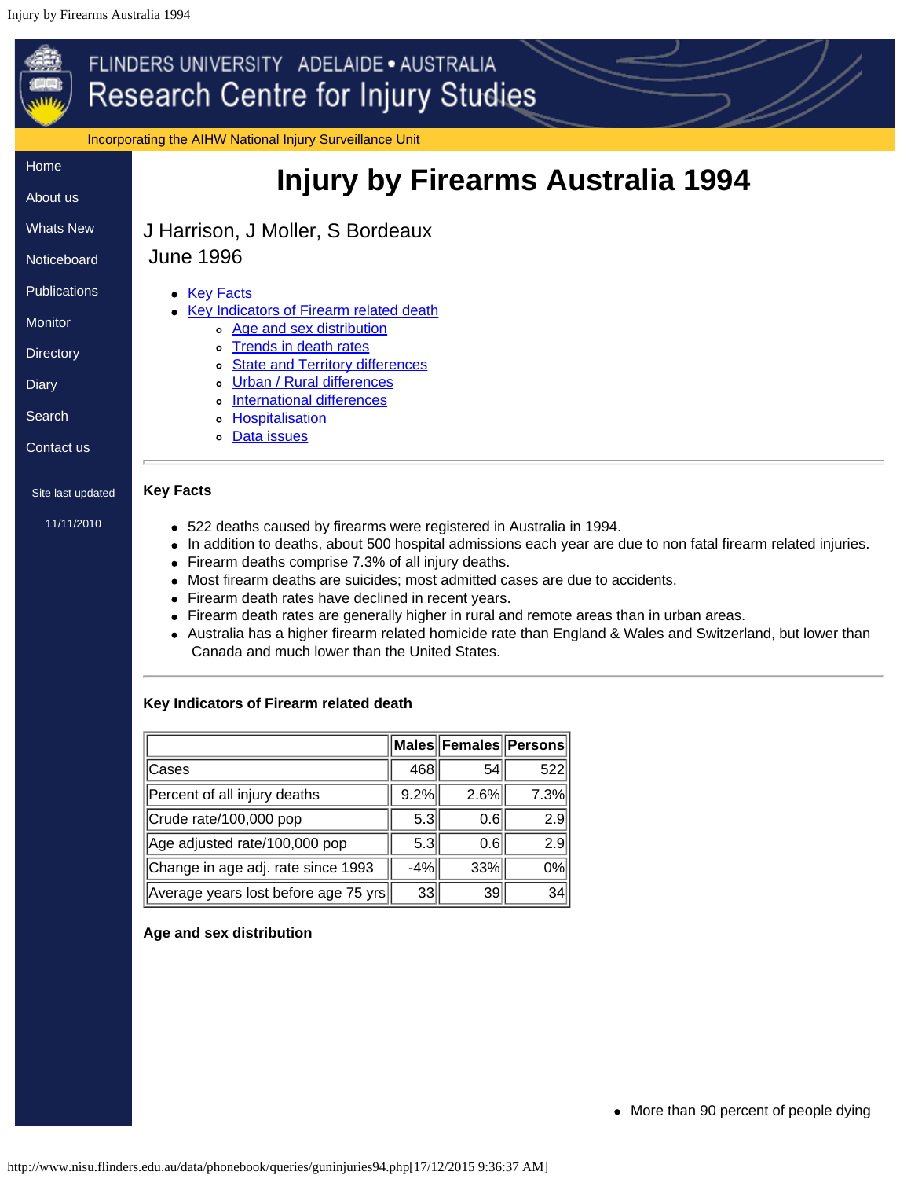# Injury by Firearms Australia 1994

J Harrison, J Moller, S Bordeaux
June 1996

- Key Facts
- Key Indicators of Firearm related death
  - Age and sex distribution
  - Trends in death rates
  - State and Territory differences
  - Urban / Rural differences
  - International differences
  - Hospitalisation
  - Data issues

---

### Key Facts

- 522 deaths caused by firearms were registered in Australia in 1994.
- In addition to deaths, about 500 hospital admissions each year are due to non fatal firearm related injuries.
- Firearm deaths comprise 7.3% of all injury deaths.
- Most firearm deaths are suicides; most admitted cases are due to accidents.
- Firearm death rates have declined in recent years.
- Firearm death rates are generally higher in rural and remote areas than in urban areas.
- Australia has a higher firearm related homicide rate than England & Wales and Switzerland, but lower than Canada and much lower than the United States.

---

### Key Indicators of Firearm related death

| | Males | Females | Persons |
|---|---|---|---|
| Cases | 468 | 54 | 522 |
| Percent of all injury deaths | 9.2% | 2.6% | 7.3% |
| Crude rate/100,000 pop | 5.3 | 0.6 | 2.9 |
| Age adjusted rate/100,000 pop | 5.3 | 0.6 | 2.9 |
| Change in age adj. rate since 1993 | -4% | 33% | 0% |
| Average years lost before age 75 yrs | 33 | 39 | 34 |

### Age and sex distribution

- More than 90 percent of people dying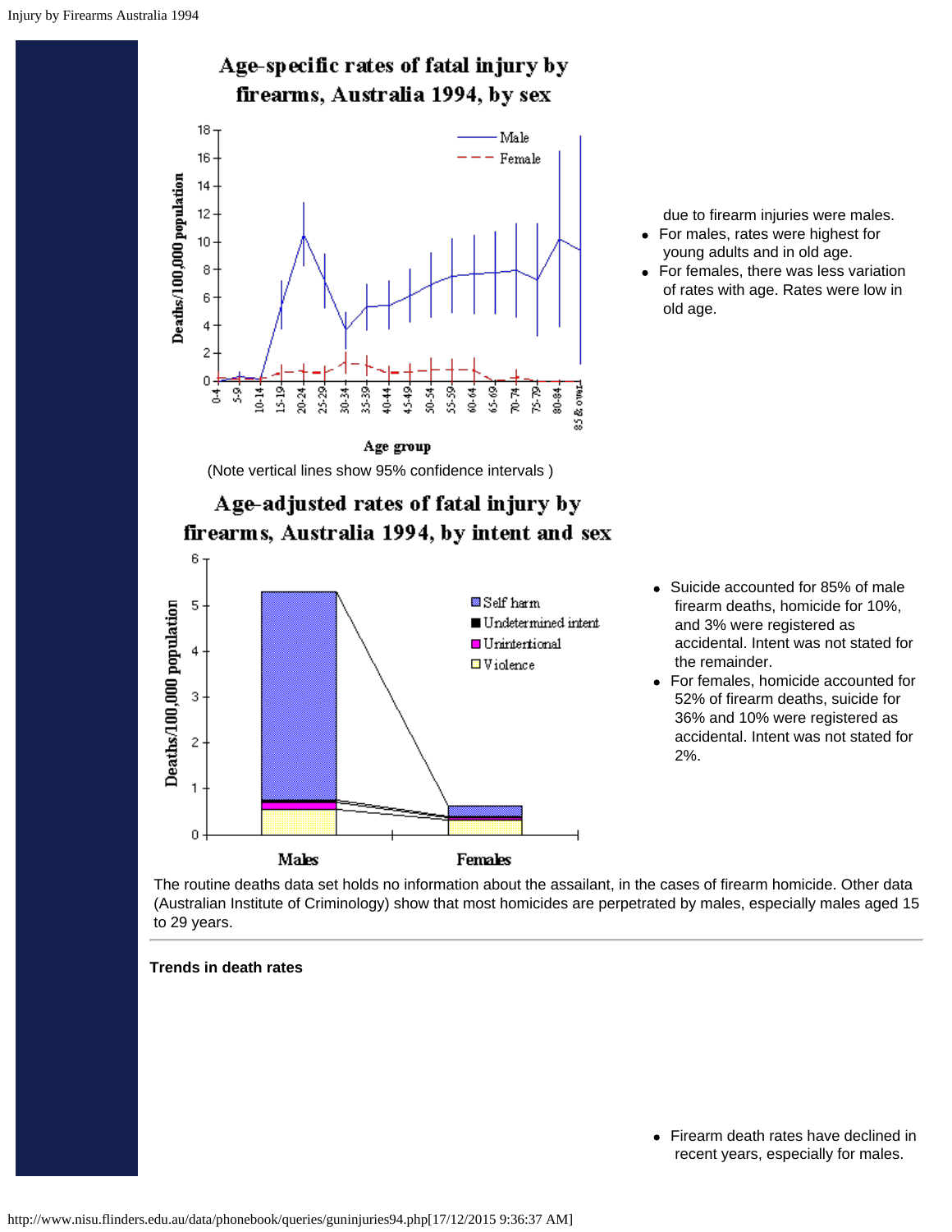## Age-specific rates of fatal injury by firearms, Australia 1994, by sex

(Note vertical lines show 95% confidence intervals )

due to firearm injuries were males.

- For males, rates were highest for young adults and in old age.
- For females, there was less variation of rates with age. Rates were low in old age.

## Age-adjusted rates of fatal injury by firearms, Australia 1994, by intent and sex

- Suicide accounted for 85% of male firearm deaths, homicide for 10%, and 3% were registered as accidental. Intent was not stated for the remainder.
- For females, homicide accounted for 52% of firearm deaths, suicide for 36% and 10% were registered as accidental. Intent was not stated for 2%.

The routine deaths data set holds no information about the assailant, in the cases of firearm homicide. Other data (Australian Institute of Criminology) show that most homicides are perpetrated by males, especially males aged 15 to 29 years.

**Trends in death rates**

- Firearm death rates have declined in recent years, especially for males.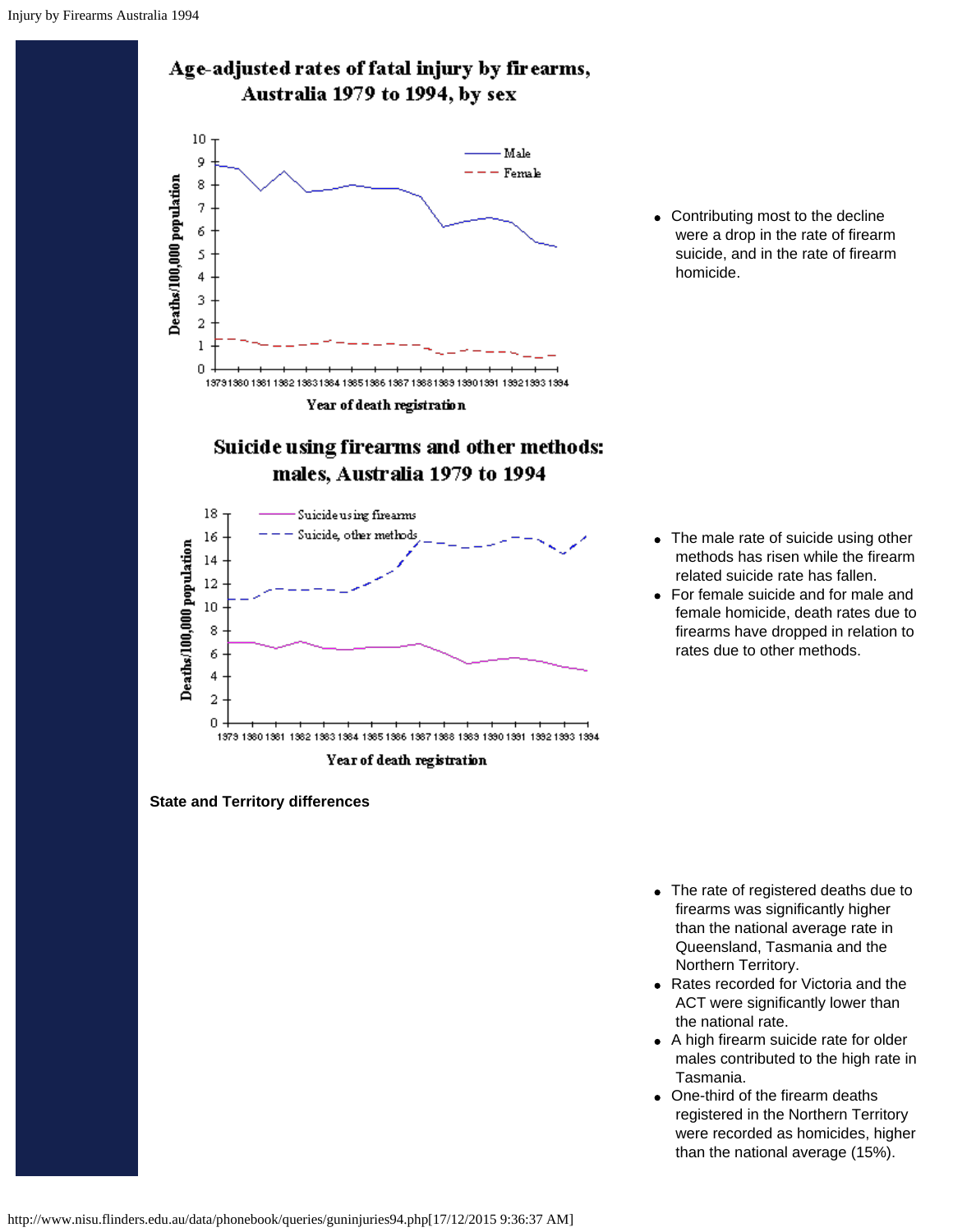**Age-adjusted rates of fatal injury by firearms, Australia 1979 to 1994, by sex**

- Contributing most to the decline were a drop in the rate of firearm suicide, and in the rate of firearm homicide.

**Suicide using firearms and other methods: males, Australia 1979 to 1994**

- The male rate of suicide using other methods has risen while the firearm related suicide rate has fallen.
- For female suicide and for male and female homicide, death rates due to firearms have dropped in relation to rates due to other methods.

**State and Territory differences**

- The rate of registered deaths due to firearms was significantly higher than the national average rate in Queensland, Tasmania and the Northern Territory.
- Rates recorded for Victoria and the ACT were significantly lower than the national rate.
- A high firearm suicide rate for older males contributed to the high rate in Tasmania.
- One-third of the firearm deaths registered in the Northern Territory were recorded as homicides, higher than the national average (15%).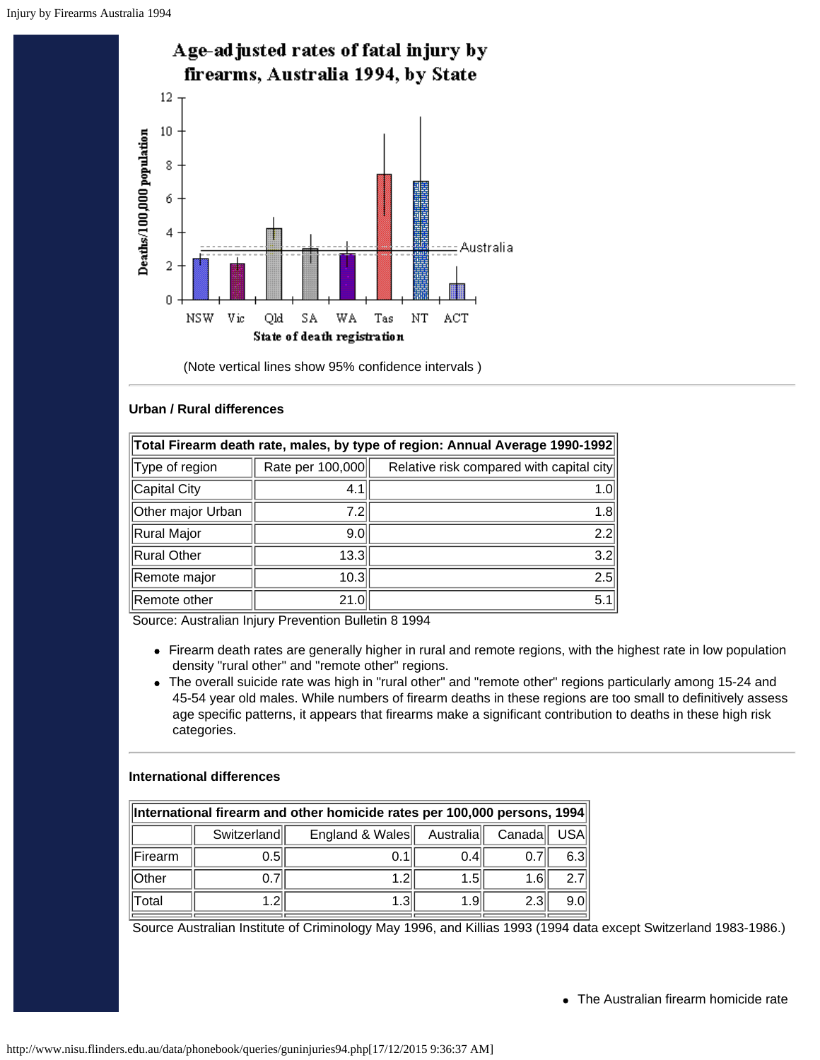## Age-adjusted rates of fatal injury by firearms, Australia 1994, by State

(Note vertical lines show 95% confidence intervals )

---

**Urban / Rural differences**

| Total Firearm death rate, males, by type of region: Annual Average 1990-1992 | | |
|---|---|---|
| Type of region | Rate per 100,000 | Relative risk compared with capital city |
| Capital City | 4.1 | 1.0 |
| Other major Urban | 7.2 | 1.8 |
| Rural Major | 9.0 | 2.2 |
| Rural Other | 13.3 | 3.2 |
| Remote major | 10.3 | 2.5 |
| Remote other | 21.0 | 5.1 |

Source: Australian Injury Prevention Bulletin 8 1994

- Firearm death rates are generally higher in rural and remote regions, with the highest rate in low population density "rural other" and "remote other" regions.
- The overall suicide rate was high in "rural other" and "remote other" regions particularly among 15-24 and 45-54 year old males. While numbers of firearm deaths in these regions are too small to definitively assess age specific patterns, it appears that firearms make a significant contribution to deaths in these high risk categories.

---

**International differences**

| International firearm and other homicide rates per 100,000 persons, 1994 | | | | | |
|---|---|---|---|---|---|
| | Switzerland | England & Wales | Australia | Canada | USA |
| Firearm | 0.5 | 0.1 | 0.4 | 0.7 | 6.3 |
| Other | 0.7 | 1.2 | 1.5 | 1.6 | 2.7 |
| Total | 1.2 | 1.3 | 1.9 | 2.3 | 9.0 |

Source Australian Institute of Criminology May 1996, and Killias 1993 (1994 data except Switzerland 1983-1986.)

- The Australian firearm homicide rate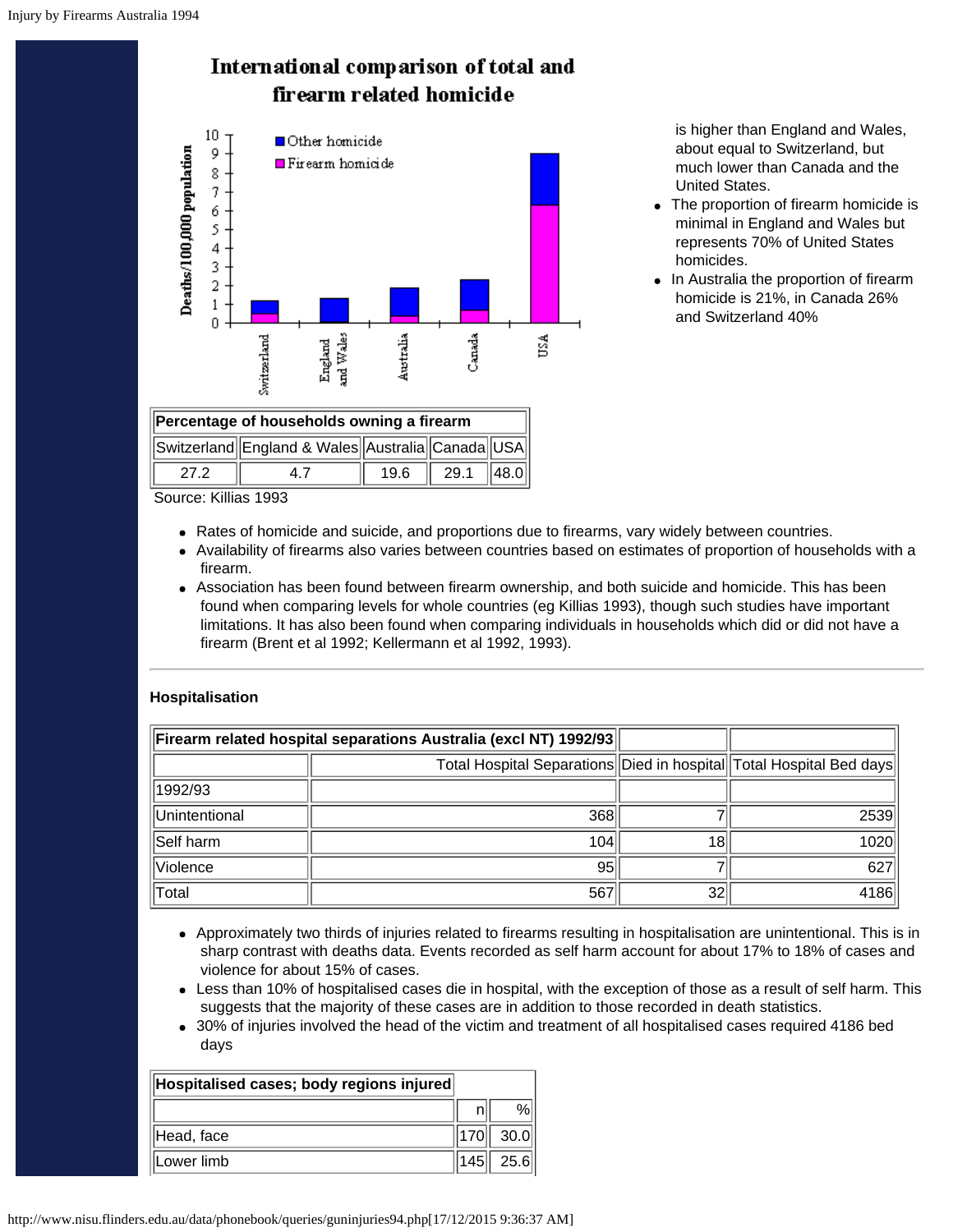## International comparison of total and firearm related homicide

is higher than England and Wales, about equal to Switzerland, but much lower than Canada and the United States.

- The proportion of firearm homicide is minimal in England and Wales but represents 70% of United States homicides.
- In Australia the proportion of firearm homicide is 21%, in Canada 26% and Switzerland 40%

| Percentage of households owning a firearm | | | | |
|---|---|---|---|---|
| Switzerland | England & Wales | Australia | Canada | USA |
| 27.2 | 4.7 | 19.6 | 29.1 | 48.0 |

Source: Killias 1993

- Rates of homicide and suicide, and proportions due to firearms, vary widely between countries.
- Availability of firearms also varies between countries based on estimates of proportion of households with a firearm.
- Association has been found between firearm ownership, and both suicide and homicide. This has been found when comparing levels for whole countries (eg Killias 1993), though such studies have important limitations. It has also been found when comparing individuals in households which did or did not have a firearm (Brent et al 1992; Kellermann et al 1992, 1993).

### Hospitalisation

| Firearm related hospital separations Australia (excl NT) 1992/93 | | | |
|---|---|---|---|
| | Total Hospital Separations | Died in hospital | Total Hospital Bed days |
| 1992/93 | | | |
| Unintentional | 368 | 7 | 2539 |
| Self harm | 104 | 18 | 1020 |
| Violence | 95 | 7 | 627 |
| Total | 567 | 32 | 4186 |

- Approximately two thirds of injuries related to firearms resulting in hospitalisation are unintentional. This is in sharp contrast with deaths data. Events recorded as self harm account for about 17% to 18% of cases and violence for about 15% of cases.
- Less than 10% of hospitalised cases die in hospital, with the exception of those as a result of self harm. This suggests that the majority of these cases are in addition to those recorded in death statistics.
- 30% of injuries involved the head of the victim and treatment of all hospitalised cases required 4186 bed days

| Hospitalised cases; body regions injured | | |
|---|---|---|
| | n | % |
| Head, face | 170 | 30.0 |
| Lower limb | 145 | 25.6 |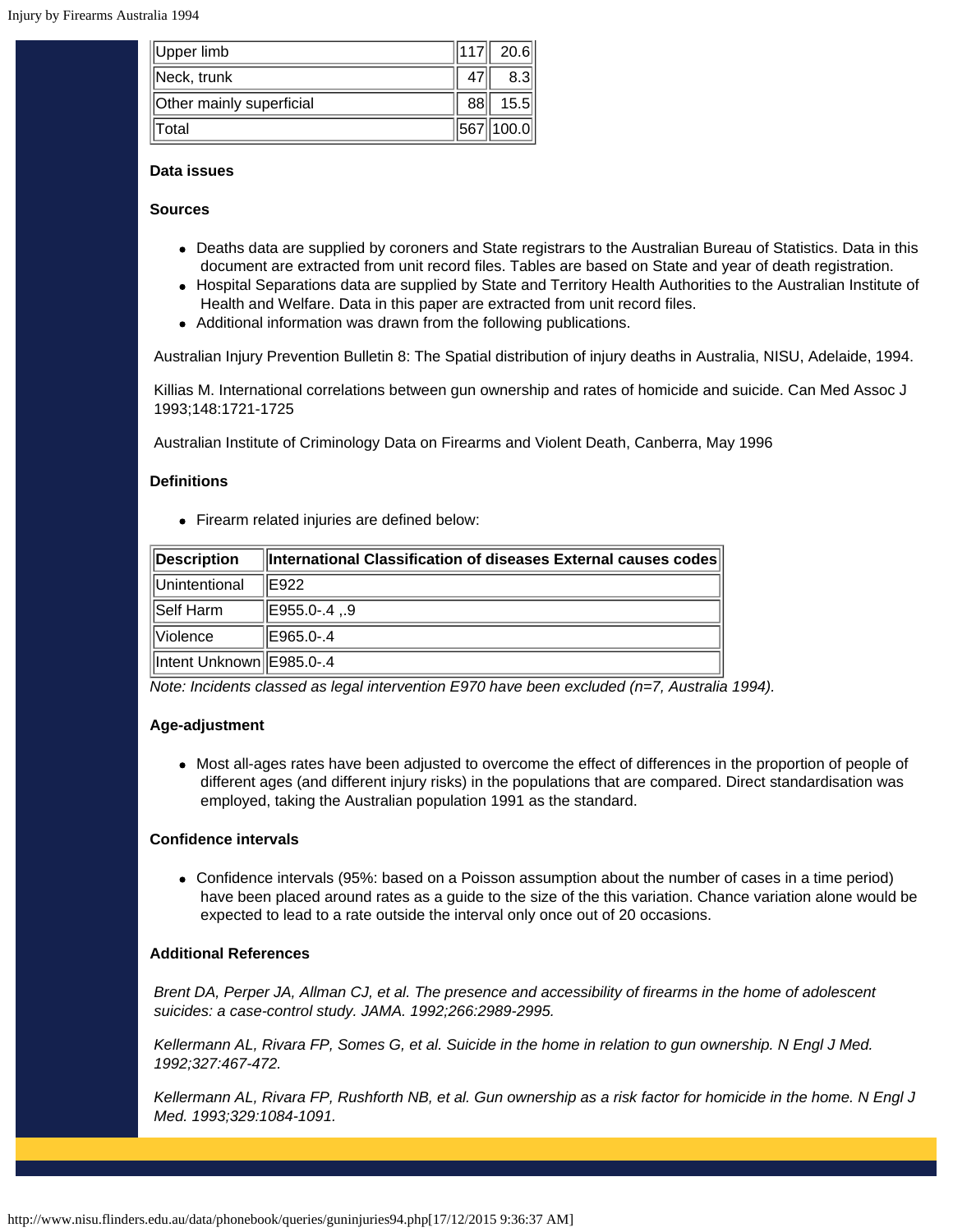| Upper limb | 117 | 20.6 |
|---|---|---|
| Neck, trunk | 47 | 8.3 |
| Other mainly superficial | 88 | 15.5 |
| Total | 567 | 100.0 |

### Data issues

### Sources

- Deaths data are supplied by coroners and State registrars to the Australian Bureau of Statistics. Data in this document are extracted from unit record files. Tables are based on State and year of death registration.
- Hospital Separations data are supplied by State and Territory Health Authorities to the Australian Institute of Health and Welfare. Data in this paper are extracted from unit record files.
- Additional information was drawn from the following publications.

Australian Injury Prevention Bulletin 8: The Spatial distribution of injury deaths in Australia, NISU, Adelaide, 1994.

Killias M. International correlations between gun ownership and rates of homicide and suicide. Can Med Assoc J 1993;148:1721-1725

Australian Institute of Criminology Data on Firearms and Violent Death, Canberra, May 1996

### Definitions

- Firearm related injuries are defined below:

| Description | International Classification of diseases External causes codes |
|---|---|
| Unintentional | E922 |
| Self Harm | E955.0-.4 ,.9 |
| Violence | E965.0-.4 |
| Intent Unknown | E985.0-.4 |

*Note: Incidents classed as legal intervention E970 have been excluded (n=7, Australia 1994).*

### Age-adjustment

- Most all-ages rates have been adjusted to overcome the effect of differences in the proportion of people of different ages (and different injury risks) in the populations that are compared. Direct standardisation was employed, taking the Australian population 1991 as the standard.

### Confidence intervals

- Confidence intervals (95%: based on a Poisson assumption about the number of cases in a time period) have been placed around rates as a guide to the size of the this variation. Chance variation alone would be expected to lead to a rate outside the interval only once out of 20 occasions.

### Additional References

*Brent DA, Perper JA, Allman CJ, et al. The presence and accessibility of firearms in the home of adolescent suicides: a case-control study. JAMA. 1992;266:2989-2995.*

*Kellermann AL, Rivara FP, Somes G, et al. Suicide in the home in relation to gun ownership. N Engl J Med. 1992;327:467-472.*

*Kellermann AL, Rivara FP, Rushforth NB, et al. Gun ownership as a risk factor for homicide in the home. N Engl J Med. 1993;329:1084-1091.*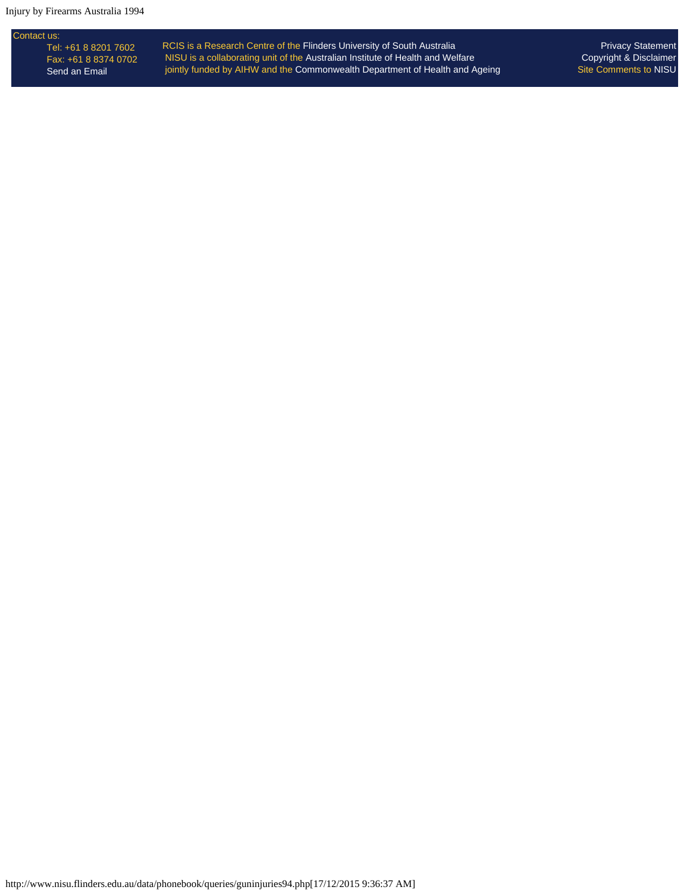Contact us:

Tel: +61 8 8201 7602
Fax: +61 8 8374 0702
Send an Email

RCIS is a Research Centre of the Flinders University of South Australia
NISU is a collaborating unit of the Australian Institute of Health and Welfare
jointly funded by AIHW and the Commonwealth Department of Health and Ageing

Privacy Statement
Copyright & Disclaimer
Site Comments to NISU